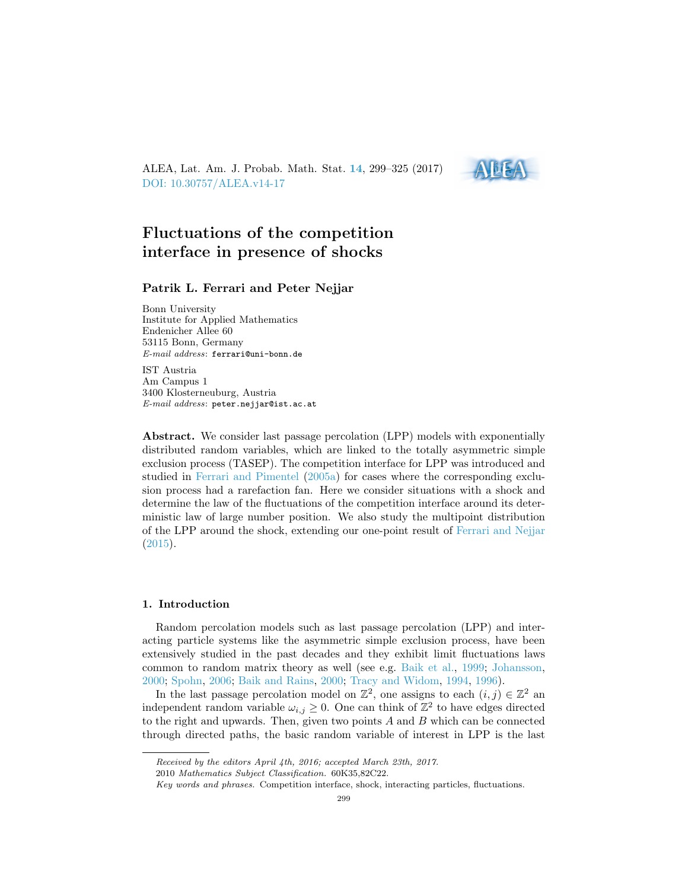ALEA, Lat. Am. J. Probab. Math. Stat. **14**, 299–325 (2017)
DOI: 10.30757/ALEA.v14-17

# Fluctuations of the competition interface in presence of shocks

**Patrik L. Ferrari and Peter Nejjar**

Bonn University
Institute for Applied Mathematics
Endenicher Allee 60
53115 Bonn, Germany
*E-mail address*: ferrari@uni-bonn.de

IST Austria
Am Campus 1
3400 Klosterneuburg, Austria
*E-mail address*: peter.nejjar@ist.ac.at

**Abstract.** We consider last passage percolation (LPP) models with exponentially distributed random variables, which are linked to the totally asymmetric simple exclusion process (TASEP). The competition interface for LPP was introduced and studied in Ferrari and Pimentel (2005a) for cases where the corresponding exclusion process had a rarefaction fan. Here we consider situations with a shock and determine the law of the fluctuations of the competition interface around its deterministic law of large number position. We also study the multipoint distribution of the LPP around the shock, extending our one-point result of Ferrari and Nejjar (2015).

## 1. Introduction

Random percolation models such as last passage percolation (LPP) and interacting particle systems like the asymmetric simple exclusion process, have been extensively studied in the past decades and they exhibit limit fluctuations laws common to random matrix theory as well (see e.g. Baik et al., 1999; Johansson, 2000; Spohn, 2006; Baik and Rains, 2000; Tracy and Widom, 1994, 1996).

In the last passage percolation model on $\mathbb{Z}^2$, one assigns to each $(i,j) \in \mathbb{Z}^2$ an independent random variable $\omega_{i,j} \geq 0$. One can think of $\mathbb{Z}^2$ to have edges directed to the right and upwards. Then, given two points $A$ and $B$ which can be connected through directed paths, the basic random variable of interest in LPP is the last

---

*Received by the editors April 4th, 2016; accepted March 23th, 2017.*

2010 *Mathematics Subject Classification.* 60K35,82C22.

*Key words and phrases.* Competition interface, shock, interacting particles, fluctuations.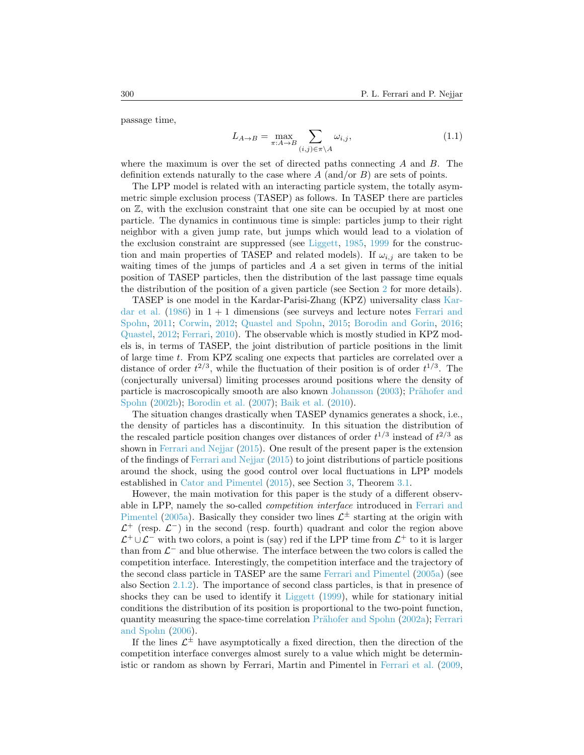passage time,

$$L_{A \to B} = \max_{\pi: A \to B} \sum_{(i,j) \in \pi \setminus A} \omega_{i,j}, \tag{1.1}$$

where the maximum is over the set of directed paths connecting $A$ and $B$. The definition extends naturally to the case where $A$ (and/or $B$) are sets of points.

The LPP model is related with an interacting particle system, the totally asymmetric simple exclusion process (TASEP) as follows. In TASEP there are particles on $\mathbb{Z}$, with the exclusion constraint that one site can be occupied by at most one particle. The dynamics in continuous time is simple: particles jump to their right neighbor with a given jump rate, but jumps which would lead to a violation of the exclusion constraint are suppressed (see Liggett, 1985, 1999 for the construction and main properties of TASEP and related models). If $\omega_{i,j}$ are taken to be waiting times of the jumps of particles and $A$ a set given in terms of the initial position of TASEP particles, then the distribution of the last passage time equals the distribution of the position of a given particle (see Section 2 for more details).

TASEP is one model in the Kardar-Parisi-Zhang (KPZ) universality class Kardar et al. (1986) in $1+1$ dimensions (see surveys and lecture notes Ferrari and Spohn, 2011; Corwin, 2012; Quastel and Spohn, 2015; Borodin and Gorin, 2016; Quastel, 2012; Ferrari, 2010). The observable which is mostly studied in KPZ models is, in terms of TASEP, the joint distribution of particle positions in the limit of large time $t$. From KPZ scaling one expects that particles are correlated over a distance of order $t^{2/3}$, while the fluctuation of their position is of order $t^{1/3}$. The (conjecturally universal) limiting processes around positions where the density of particle is macroscopically smooth are also known Johansson (2003); Prähofer and Spohn (2002b); Borodin et al. (2007); Baik et al. (2010).

The situation changes drastically when TASEP dynamics generates a shock, i.e., the density of particles has a discontinuity. In this situation the distribution of the rescaled particle position changes over distances of order $t^{1/3}$ instead of $t^{2/3}$ as shown in Ferrari and Nejjar (2015). One result of the present paper is the extension of the findings of Ferrari and Nejjar (2015) to joint distributions of particle positions around the shock, using the good control over local fluctuations in LPP models established in Cator and Pimentel (2015), see Section 3, Theorem 3.1.

However, the main motivation for this paper is the study of a different observable in LPP, namely the so-called *competition interface* introduced in Ferrari and Pimentel (2005a). Basically they consider two lines $\mathcal{L}^{\pm}$ starting at the origin with $\mathcal{L}^{+}$ (resp. $\mathcal{L}^{-}$) in the second (resp. fourth) quadrant and color the region above $\mathcal{L}^{+} \cup \mathcal{L}^{-}$ with two colors, a point is (say) red if the LPP time from $\mathcal{L}^{+}$ to it is larger than from $\mathcal{L}^{-}$ and blue otherwise. The interface between the two colors is called the competition interface. Interestingly, the competition interface and the trajectory of the second class particle in TASEP are the same Ferrari and Pimentel (2005a) (see also Section 2.1.2). The importance of second class particles, is that in presence of shocks they can be used to identify it Liggett (1999), while for stationary initial conditions the distribution of its position is proportional to the two-point function, quantity measuring the space-time correlation Prähofer and Spohn (2002a); Ferrari and Spohn (2006).

If the lines $\mathcal{L}^{\pm}$ have asymptotically a fixed direction, then the direction of the competition interface converges almost surely to a value which might be deterministic or random as shown by Ferrari, Martin and Pimentel in Ferrari et al. (2009,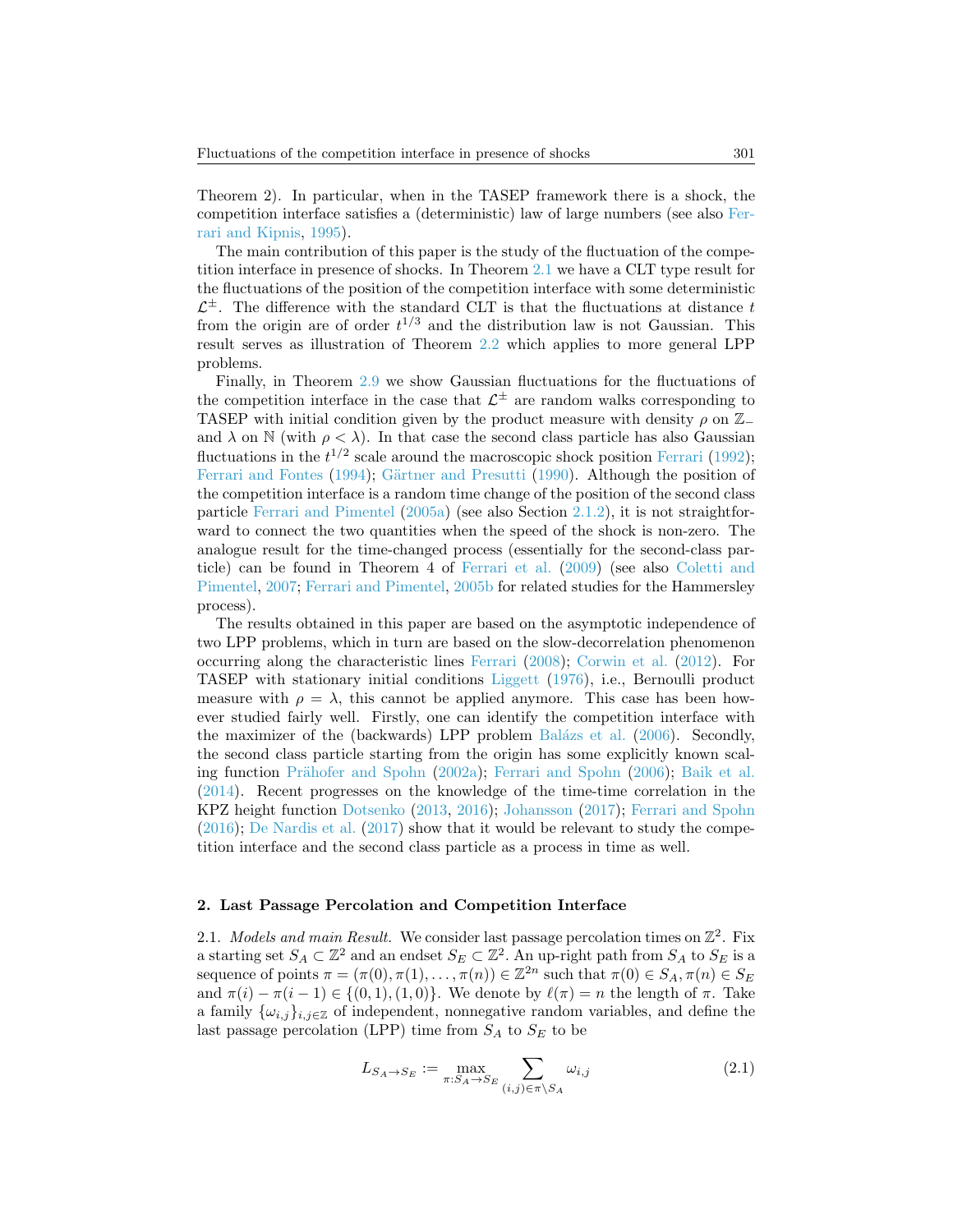Theorem 2). In particular, when in the TASEP framework there is a shock, the competition interface satisfies a (deterministic) law of large numbers (see also Ferrari and Kipnis, 1995).

The main contribution of this paper is the study of the fluctuation of the competition interface in presence of shocks. In Theorem 2.1 we have a CLT type result for the fluctuations of the position of the competition interface with some deterministic $\mathcal{L}^{\pm}$. The difference with the standard CLT is that the fluctuations at distance $t$ from the origin are of order $t^{1/3}$ and the distribution law is not Gaussian. This result serves as illustration of Theorem 2.2 which applies to more general LPP problems.

Finally, in Theorem 2.9 we show Gaussian fluctuations for the fluctuations of the competition interface in the case that $\mathcal{L}^{\pm}$ are random walks corresponding to TASEP with initial condition given by the product measure with density $\rho$ on $\mathbb{Z}_{-}$ and $\lambda$ on $\mathbb{N}$ (with $\rho < \lambda$). In that case the second class particle has also Gaussian fluctuations in the $t^{1/2}$ scale around the macroscopic shock position Ferrari (1992); Ferrari and Fontes (1994); Gärtner and Presutti (1990). Although the position of the competition interface is a random time change of the position of the second class particle Ferrari and Pimentel (2005a) (see also Section 2.1.2), it is not straightforward to connect the two quantities when the speed of the shock is non-zero. The analogue result for the time-changed process (essentially for the second-class particle) can be found in Theorem 4 of Ferrari et al. (2009) (see also Coletti and Pimentel, 2007; Ferrari and Pimentel, 2005b for related studies for the Hammersley process).

The results obtained in this paper are based on the asymptotic independence of two LPP problems, which in turn are based on the slow-decorrelation phenomenon occurring along the characteristic lines Ferrari (2008); Corwin et al. (2012). For TASEP with stationary initial conditions Liggett (1976), i.e., Bernoulli product measure with $\rho = \lambda$, this cannot be applied anymore. This case has been however studied fairly well. Firstly, one can identify the competition interface with the maximizer of the (backwards) LPP problem Balázs et al. (2006). Secondly, the second class particle starting from the origin has some explicitly known scaling function Prähofer and Spohn (2002a); Ferrari and Spohn (2006); Baik et al. (2014). Recent progresses on the knowledge of the time-time correlation in the KPZ height function Dotsenko (2013, 2016); Johansson (2017); Ferrari and Spohn (2016); De Nardis et al. (2017) show that it would be relevant to study the competition interface and the second class particle as a process in time as well.

## 2. Last Passage Percolation and Competition Interface

2.1. *Models and main Result.* We consider last passage percolation times on $\mathbb{Z}^2$. Fix a starting set $S_A \subset \mathbb{Z}^2$ and an endset $S_E \subset \mathbb{Z}^2$. An up-right path from $S_A$ to $S_E$ is a sequence of points $\pi = (\pi(0), \pi(1), \ldots, \pi(n)) \in \mathbb{Z}^{2n}$ such that $\pi(0) \in S_A, \pi(n) \in S_E$ and $\pi(i) - \pi(i-1) \in \{(0,1),(1,0)\}$. We denote by $\ell(\pi) = n$ the length of $\pi$. Take a family $\{\omega_{i,j}\}_{i,j\in\mathbb{Z}}$ of independent, nonnegative random variables, and define the last passage percolation (LPP) time from $S_A$ to $S_E$ to be

$$L_{S_A \to S_E} := \max_{\pi : S_A \to S_E} \sum_{(i,j)\in \pi \setminus S_A} \omega_{i,j} \tag{2.1}$$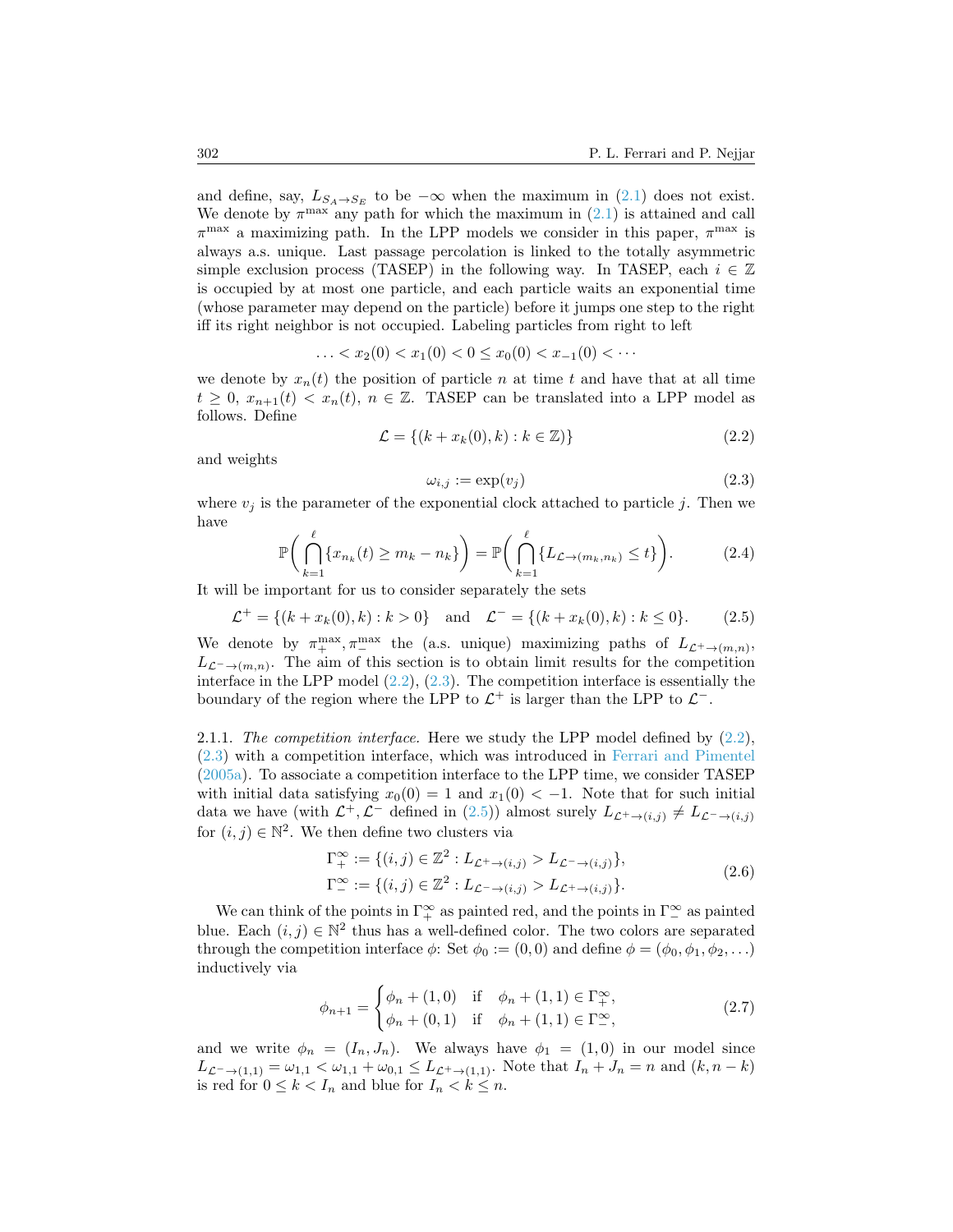and define, say, $L_{S_A \to S_E}$ to be $-\infty$ when the maximum in (2.1) does not exist. We denote by $\pi^{\max}$ any path for which the maximum in (2.1) is attained and call $\pi^{\max}$ a maximizing path. In the LPP models we consider in this paper, $\pi^{\max}$ is always a.s. unique. Last passage percolation is linked to the totally asymmetric simple exclusion process (TASEP) in the following way. In TASEP, each $i \in \mathbb{Z}$ is occupied by at most one particle, and each particle waits an exponential time (whose parameter may depend on the particle) before it jumps one step to the right iff its right neighbor is not occupied. Labeling particles from right to left

$$\ldots < x_2(0) < x_1(0) < 0 \leq x_0(0) < x_{-1}(0) < \cdots$$

we denote by $x_n(t)$ the position of particle $n$ at time $t$ and have that at all time $t \geq 0$, $x_{n+1}(t) < x_n(t)$, $n \in \mathbb{Z}$. TASEP can be translated into a LPP model as follows. Define

$$\mathcal{L} = \{(k + x_k(0), k) : k \in \mathbb{Z})\} \tag{2.2}$$

and weights

$$\omega_{i,j} := \exp(v_j) \tag{2.3}$$

where $v_j$ is the parameter of the exponential clock attached to particle $j$. Then we have

$$\mathbb{P}\bigg(\bigcap_{k=1}^{\ell} \{x_{n_k}(t) \geq m_k - n_k\}\bigg) = \mathbb{P}\bigg(\bigcap_{k=1}^{\ell} \{L_{\mathcal{L} \to (m_k, n_k)} \leq t\}\bigg). \tag{2.4}$$

It will be important for us to consider separately the sets

$$\mathcal{L}^+ = \{(k + x_k(0), k) : k > 0\} \quad \text{and} \quad \mathcal{L}^- = \{(k + x_k(0), k) : k \leq 0\}. \tag{2.5}$$

We denote by $\pi_+^{\max}, \pi_-^{\max}$ the (a.s. unique) maximizing paths of $L_{\mathcal{L}^+ \to (m,n)}$, $L_{\mathcal{L}^- \to (m,n)}$. The aim of this section is to obtain limit results for the competition interface in the LPP model (2.2), (2.3). The competition interface is essentially the boundary of the region where the LPP to $\mathcal{L}^+$ is larger than the LPP to $\mathcal{L}^-$.

2.1.1. *The competition interface.* Here we study the LPP model defined by (2.2), (2.3) with a competition interface, which was introduced in Ferrari and Pimentel (2005a). To associate a competition interface to the LPP time, we consider TASEP with initial data satisfying $x_0(0) = 1$ and $x_1(0) < -1$. Note that for such initial data we have (with $\mathcal{L}^+, \mathcal{L}^-$ defined in (2.5)) almost surely $L_{\mathcal{L}^+ \to (i,j)} \neq L_{\mathcal{L}^- \to (i,j)}$ for $(i,j) \in \mathbb{N}^2$. We then define two clusters via

$$\begin{aligned} \Gamma_+^\infty &:= \{(i,j) \in \mathbb{Z}^2 : L_{\mathcal{L}^+ \to (i,j)} > L_{\mathcal{L}^- \to (i,j)}\}, \\ \Gamma_-^\infty &:= \{(i,j) \in \mathbb{Z}^2 : L_{\mathcal{L}^- \to (i,j)} > L_{\mathcal{L}^+ \to (i,j)}\}. \end{aligned} \tag{2.6}$$

We can think of the points in $\Gamma_+^\infty$ as painted red, and the points in $\Gamma_-^\infty$ as painted blue. Each $(i,j) \in \mathbb{N}^2$ thus has a well-defined color. The two colors are separated through the competition interface $\phi$: Set $\phi_0 := (0,0)$ and define $\phi = (\phi_0, \phi_1, \phi_2, \ldots)$ inductively via

$$\phi_{n+1} = \begin{cases} \phi_n + (1,0) & \text{if} \quad \phi_n + (1,1) \in \Gamma_+^\infty, \\ \phi_n + (0,1) & \text{if} \quad \phi_n + (1,1) \in \Gamma_-^\infty, \end{cases} \tag{2.7}$$

and we write $\phi_n = (I_n, J_n)$. We always have $\phi_1 = (1,0)$ in our model since $L_{\mathcal{L}^- \to (1,1)} = \omega_{1,1} < \omega_{1,1} + \omega_{0,1} \leq L_{\mathcal{L}^+ \to (1,1)}$. Note that $I_n + J_n = n$ and $(k, n-k)$ is red for $0 \leq k < I_n$ and blue for $I_n < k \leq n$.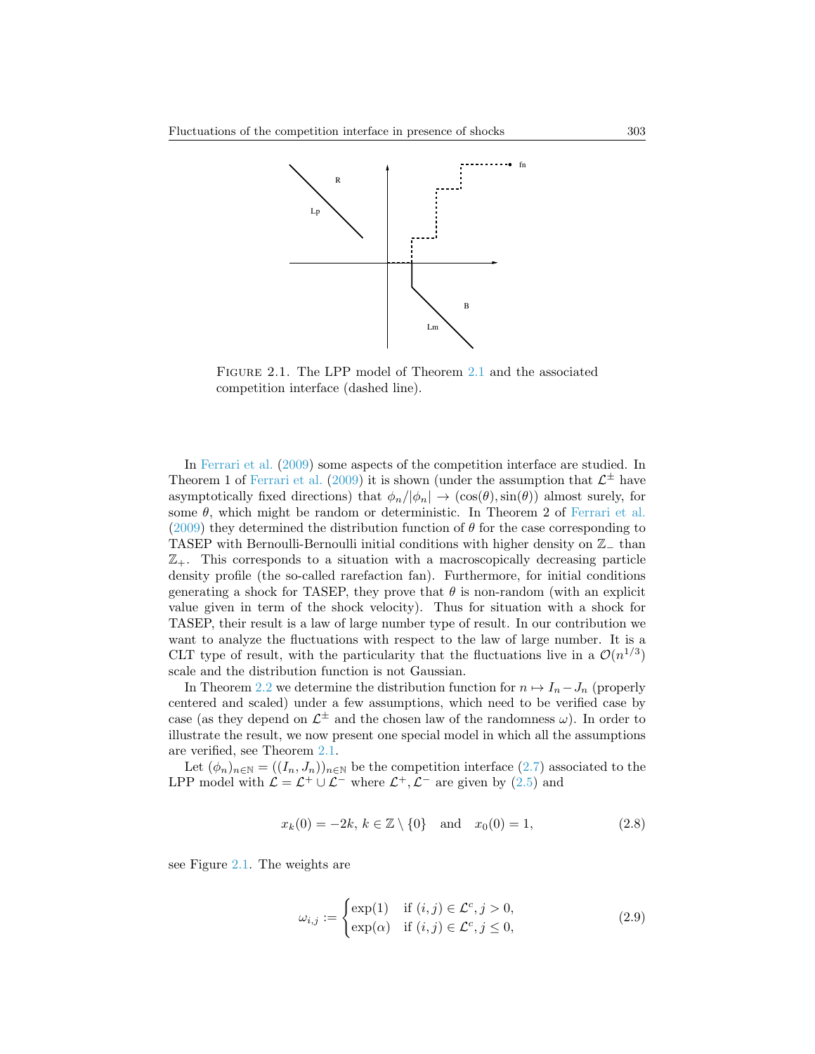FIGURE 2.1. The LPP model of Theorem 2.1 and the associated competition interface (dashed line).

In Ferrari et al. (2009) some aspects of the competition interface are studied. In Theorem 1 of Ferrari et al. (2009) it is shown (under the assumption that $\mathcal{L}^{\pm}$ have asymptotically fixed directions) that $\phi_n/|\phi_n| \to (\cos(\theta), \sin(\theta))$ almost surely, for some $\theta$, which might be random or deterministic. In Theorem 2 of Ferrari et al. (2009) they determined the distribution function of $\theta$ for the case corresponding to TASEP with Bernoulli-Bernoulli initial conditions with higher density on $\mathbb{Z}_-$ than $\mathbb{Z}_+$. This corresponds to a situation with a macroscopically decreasing particle density profile (the so-called rarefaction fan). Furthermore, for initial conditions generating a shock for TASEP, they prove that $\theta$ is non-random (with an explicit value given in term of the shock velocity). Thus for situation with a shock for TASEP, their result is a law of large number type of result. In our contribution we want to analyze the fluctuations with respect to the law of large number. It is a CLT type of result, with the particularity that the fluctuations live in a $\mathcal{O}(n^{1/3})$ scale and the distribution function is not Gaussian.

In Theorem 2.2 we determine the distribution function for $n \mapsto I_n - J_n$ (properly centered and scaled) under a few assumptions, which need to be verified case by case (as they depend on $\mathcal{L}^{\pm}$ and the chosen law of the randomness $\omega$). In order to illustrate the result, we now present one special model in which all the assumptions are verified, see Theorem 2.1.

Let $(\phi_n)_{n\in\mathbb{N}} = ((I_n, J_n))_{n\in\mathbb{N}}$ be the competition interface (2.7) associated to the LPP model with $\mathcal{L} = \mathcal{L}^+ \cup \mathcal{L}^-$ where $\mathcal{L}^+, \mathcal{L}^-$ are given by (2.5) and

$$x_k(0) = -2k,\ k \in \mathbb{Z} \setminus \{0\} \quad \text{and} \quad x_0(0) = 1, \tag{2.8}$$

see Figure 2.1. The weights are

$$\omega_{i,j} := \begin{cases} \exp(1) & \text{if } (i,j) \in \mathcal{L}^c, j > 0, \\ \exp(\alpha) & \text{if } (i,j) \in \mathcal{L}^c, j \leq 0, \end{cases} \tag{2.9}$$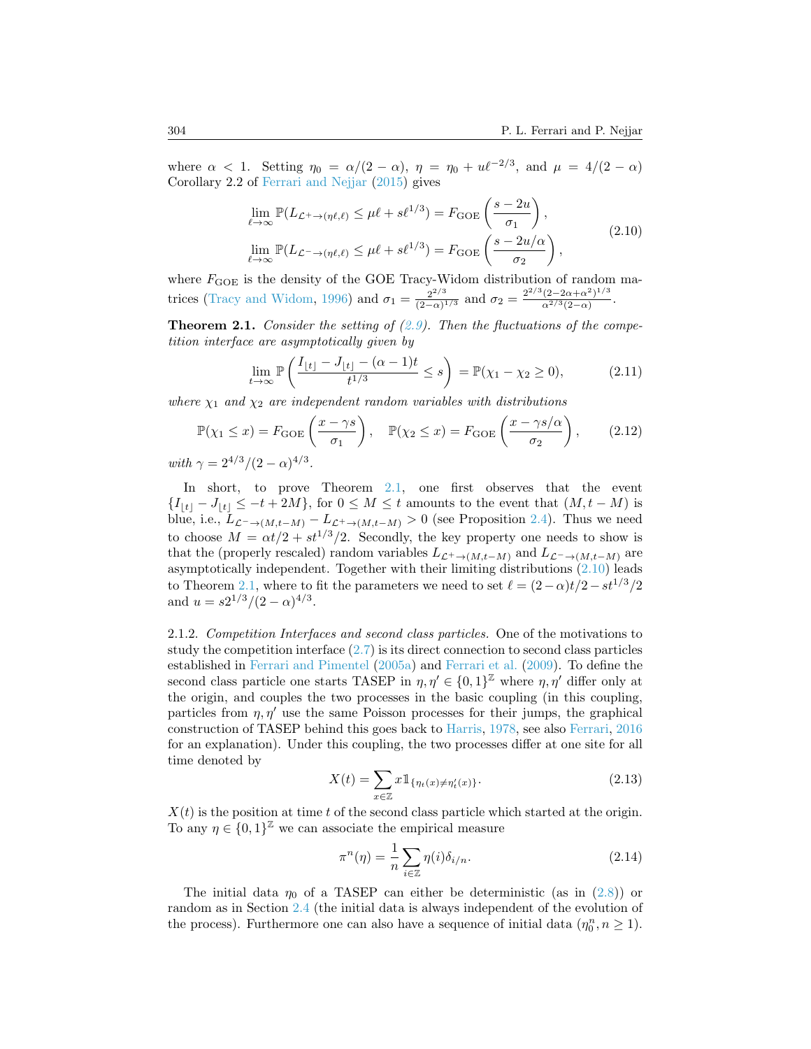where $\alpha < 1$. Setting $\eta_0 = \alpha/(2-\alpha)$, $\eta = \eta_0 + u\ell^{-2/3}$, and $\mu = 4/(2-\alpha)$ Corollary 2.2 of Ferrari and Nejjar (2015) gives

$$
\begin{aligned}
\lim_{\ell\to\infty} \mathbb{P}(L_{\mathcal{L}^+\to(\eta\ell,\ell)} \leq \mu\ell + s\ell^{1/3}) &= F_{\rm GOE}\left(\frac{s-2u}{\sigma_1}\right),\\
\lim_{\ell\to\infty} \mathbb{P}(L_{\mathcal{L}^-\to(\eta\ell,\ell)} \leq \mu\ell + s\ell^{1/3}) &= F_{\rm GOE}\left(\frac{s-2u/\alpha}{\sigma_2}\right),
\end{aligned}
\tag{2.10}
$$

where $F_{\rm GOE}$ is the density of the GOE Tracy-Widom distribution of random matrices (Tracy and Widom, 1996) and $\sigma_1 = \frac{2^{2/3}}{(2-\alpha)^{1/3}}$ and $\sigma_2 = \frac{2^{2/3}(2-2\alpha+\alpha^2)^{1/3}}{\alpha^{2/3}(2-\alpha)}$.

**Theorem 2.1.** *Consider the setting of (2.9). Then the fluctuations of the competition interface are asymptotically given by*

$$
\lim_{t\to\infty} \mathbb{P}\left(\frac{I_{\lfloor t\rfloor} - J_{\lfloor t\rfloor} - (\alpha-1)t}{t^{1/3}} \leq s\right) = \mathbb{P}(\chi_1 - \chi_2 \geq 0),
\tag{2.11}
$$

*where $\chi_1$ and $\chi_2$ are independent random variables with distributions*

$$
\mathbb{P}(\chi_1 \leq x) = F_{\rm GOE}\left(\frac{x-\gamma s}{\sigma_1}\right), \quad \mathbb{P}(\chi_2 \leq x) = F_{\rm GOE}\left(\frac{x-\gamma s/\alpha}{\sigma_2}\right),
\tag{2.12}
$$

*with $\gamma = 2^{4/3}/(2-\alpha)^{4/3}$.*

In short, to prove Theorem 2.1, one first observes that the event $\{I_{\lfloor t\rfloor} - J_{\lfloor t\rfloor} \leq -t + 2M\}$, for $0 \leq M \leq t$ amounts to the event that $(M, t-M)$ is blue, i.e., $L_{\mathcal{L}^-\to(M,t-M)} - L_{\mathcal{L}^+\to(M,t-M)} > 0$ (see Proposition 2.4). Thus we need to choose $M = \alpha t/2 + st^{1/3}/2$. Secondly, the key property one needs to show is that the (properly rescaled) random variables $L_{\mathcal{L}^+\to(M,t-M)}$ and $L_{\mathcal{L}^-\to(M,t-M)}$ are asymptotically independent. Together with their limiting distributions (2.10) leads to Theorem 2.1, where to fit the parameters we need to set $\ell = (2-\alpha)t/2 - st^{1/3}/2$ and $u = s2^{1/3}/(2-\alpha)^{4/3}$.

2.1.2. *Competition Interfaces and second class particles.* One of the motivations to study the competition interface (2.7) is its direct connection to second class particles established in Ferrari and Pimentel (2005a) and Ferrari et al. (2009). To define the second class particle one starts TASEP in $\eta, \eta' \in \{0,1\}^{\mathbb{Z}}$ where $\eta, \eta'$ differ only at the origin, and couples the two processes in the basic coupling (in this coupling, particles from $\eta, \eta'$ use the same Poisson processes for their jumps, the graphical construction of TASEP behind this goes back to Harris, 1978, see also Ferrari, 2016 for an explanation). Under this coupling, the two processes differ at one site for all time denoted by

$$
X(t) = \sum_{x\in\mathbb{Z}} x \mathbb{1}_{\{\eta_t(x)\neq\eta_t'(x)\}}.
\tag{2.13}
$$

$X(t)$ is the position at time $t$ of the second class particle which started at the origin. To any $\eta \in \{0,1\}^{\mathbb{Z}}$ we can associate the empirical measure

$$
\pi^n(\eta) = \frac{1}{n}\sum_{i\in\mathbb{Z}} \eta(i)\delta_{i/n}.
\tag{2.14}
$$

The initial data $\eta_0$ of a TASEP can either be deterministic (as in (2.8)) or random as in Section 2.4 (the initial data is always independent of the evolution of the process). Furthermore one can also have a sequence of initial data $(\eta_0^n, n \geq 1)$.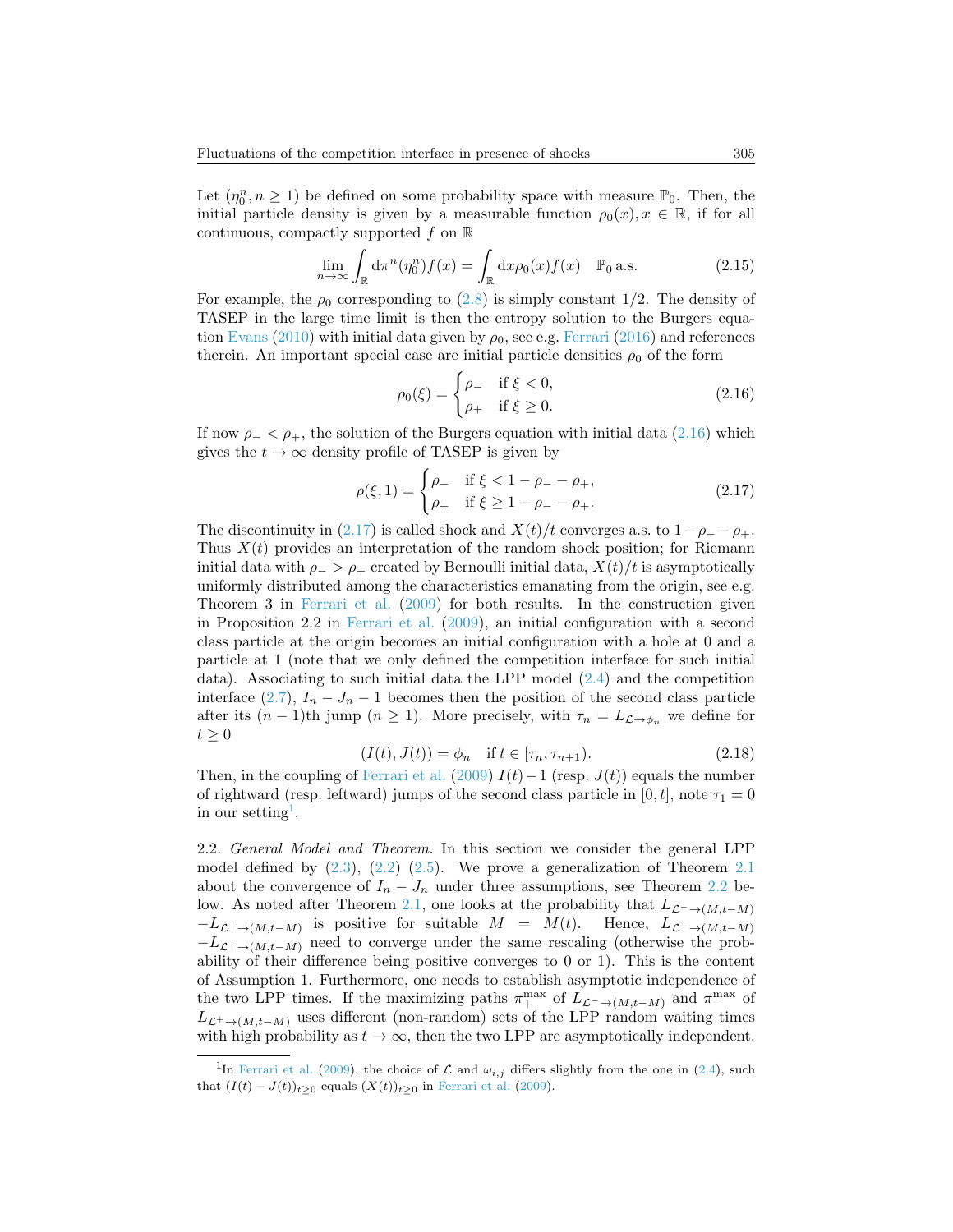Let $(\eta_0^n, n \geq 1)$ be defined on some probability space with measure $\mathbb{P}_0$. Then, the initial particle density is given by a measurable function $\rho_0(x), x \in \mathbb{R}$, if for all continuous, compactly supported $f$ on $\mathbb{R}$

$$\lim_{n\to\infty} \int_{\mathbb{R}} \mathrm{d}\pi^n(\eta_0^n) f(x) = \int_{\mathbb{R}} \mathrm{d}x \rho_0(x) f(x) \quad \mathbb{P}_0 \text{ a.s.} \tag{2.15}$$

For example, the $\rho_0$ corresponding to (2.8) is simply constant 1/2. The density of TASEP in the large time limit is then the entropy solution to the Burgers equation Evans (2010) with initial data given by $\rho_0$, see e.g. Ferrari (2016) and references therein. An important special case are initial particle densities $\rho_0$ of the form

$$\rho_0(\xi) = \begin{cases} \rho_- & \text{if } \xi < 0, \\ \rho_+ & \text{if } \xi \geq 0. \end{cases} \tag{2.16}$$

If now $\rho_- < \rho_+$, the solution of the Burgers equation with initial data (2.16) which gives the $t \to \infty$ density profile of TASEP is given by

$$\rho(\xi, 1) = \begin{cases} \rho_- & \text{if } \xi < 1 - \rho_- - \rho_+, \\ \rho_+ & \text{if } \xi \geq 1 - \rho_- - \rho_+. \end{cases} \tag{2.17}$$

The discontinuity in (2.17) is called shock and $X(t)/t$ converges a.s. to $1 - \rho_- - \rho_+$. Thus $X(t)$ provides an interpretation of the random shock position; for Riemann initial data with $\rho_- > \rho_+$ created by Bernoulli initial data, $X(t)/t$ is asymptotically uniformly distributed among the characteristics emanating from the origin, see e.g. Theorem 3 in Ferrari et al. (2009) for both results. In the construction given in Proposition 2.2 in Ferrari et al. (2009), an initial configuration with a second class particle at the origin becomes an initial configuration with a hole at 0 and a particle at 1 (note that we only defined the competition interface for such initial data). Associating to such initial data the LPP model (2.4) and the competition interface (2.7), $I_n - J_n - 1$ becomes then the position of the second class particle after its $(n-1)$th jump $(n \geq 1)$. More precisely, with $\tau_n = L_{\mathcal{L} \to \phi_n}$ we define for $t \geq 0$

$$(I(t), J(t)) = \phi_n \quad \text{if } t \in [\tau_n, \tau_{n+1}). \tag{2.18}$$

Then, in the coupling of Ferrari et al. (2009) $I(t) - 1$ (resp. $J(t)$) equals the number of rightward (resp. leftward) jumps of the second class particle in $[0, t]$, note $\tau_1 = 0$ in our setting[1].

2.2. *General Model and Theorem.* In this section we consider the general LPP model defined by (2.3), (2.2) (2.5). We prove a generalization of Theorem 2.1 about the convergence of $I_n - J_n$ under three assumptions, see Theorem 2.2 below. As noted after Theorem 2.1, one looks at the probability that $L_{\mathcal{L}^- \to (M, t-M)} - L_{\mathcal{L}^+ \to (M, t-M)}$ is positive for suitable $M = M(t)$. Hence, $L_{\mathcal{L}^- \to (M, t-M)} - L_{\mathcal{L}^+ \to (M, t-M)}$ need to converge under the same rescaling (otherwise the probability of their difference being positive converges to 0 or 1). This is the content of Assumption 1. Furthermore, one needs to establish asymptotic independence of the two LPP times. If the maximizing paths $\pi_+^{\max}$ of $L_{\mathcal{L}^- \to (M, t-M)}$ and $\pi_-^{\max}$ of $L_{\mathcal{L}^+ \to (M, t-M)}$ uses different (non-random) sets of the LPP random waiting times with high probability as $t \to \infty$, then the two LPP are asymptotically independent.

[1] In Ferrari et al. (2009), the choice of $\mathcal{L}$ and $\omega_{i,j}$ differs slightly from the one in (2.4), such that $(I(t) - J(t))_{t \geq 0}$ equals $(X(t))_{t \geq 0}$ in Ferrari et al. (2009).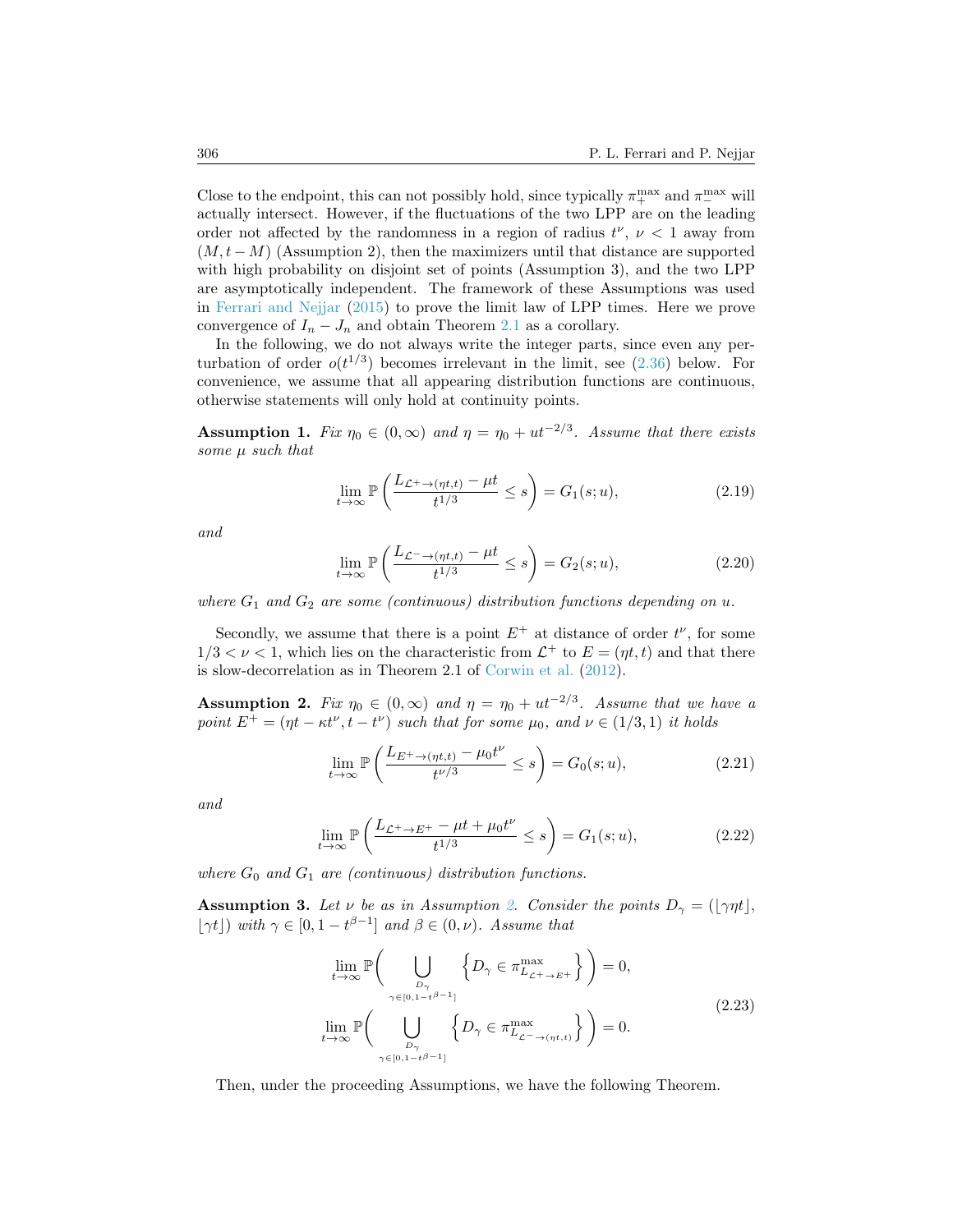Close to the endpoint, this can not possibly hold, since typically $\pi_+^{\max}$ and $\pi_-^{\max}$ will actually intersect. However, if the fluctuations of the two LPP are on the leading order not affected by the randomness in a region of radius $t^\nu$, $\nu < 1$ away from $(M, t-M)$ (Assumption 2), then the maximizers until that distance are supported with high probability on disjoint set of points (Assumption 3), and the two LPP are asymptotically independent. The framework of these Assumptions was used in Ferrari and Nejjar (2015) to prove the limit law of LPP times. Here we prove convergence of $I_n - J_n$ and obtain Theorem 2.1 as a corollary.

In the following, we do not always write the integer parts, since even any perturbation of order $o(t^{1/3})$ becomes irrelevant in the limit, see (2.36) below. For convenience, we assume that all appearing distribution functions are continuous, otherwise statements will only hold at continuity points.

**Assumption 1.** *Fix $\eta_0 \in (0,\infty)$ and $\eta = \eta_0 + ut^{-2/3}$. Assume that there exists some $\mu$ such that*

$$\lim_{t\to\infty} \mathbb{P}\left(\frac{L_{\mathcal{L}^+\to(\eta t,t)} - \mu t}{t^{1/3}} \leq s\right) = G_1(s;u), \tag{2.19}$$

*and*

$$\lim_{t\to\infty} \mathbb{P}\left(\frac{L_{\mathcal{L}^-\to(\eta t,t)} - \mu t}{t^{1/3}} \leq s\right) = G_2(s;u), \tag{2.20}$$

*where $G_1$ and $G_2$ are some (continuous) distribution functions depending on $u$.*

Secondly, we assume that there is a point $E^+$ at distance of order $t^\nu$, for some $1/3 < \nu < 1$, which lies on the characteristic from $\mathcal{L}^+$ to $E = (\eta t, t)$ and that there is slow-decorrelation as in Theorem 2.1 of Corwin et al. (2012).

**Assumption 2.** *Fix $\eta_0 \in (0,\infty)$ and $\eta = \eta_0 + ut^{-2/3}$. Assume that we have a point $E^+ = (\eta t - \kappa t^\nu, t - t^\nu)$ such that for some $\mu_0$, and $\nu \in (1/3, 1)$ it holds*

$$\lim_{t\to\infty} \mathbb{P}\left(\frac{L_{E^+\to(\eta t,t)} - \mu_0 t^\nu}{t^{\nu/3}} \leq s\right) = G_0(s;u), \tag{2.21}$$

*and*

$$\lim_{t\to\infty} \mathbb{P}\left(\frac{L_{\mathcal{L}^+\to E^+} - \mu t + \mu_0 t^\nu}{t^{1/3}} \leq s\right) = G_1(s;u), \tag{2.22}$$

*where $G_0$ and $G_1$ are (continuous) distribution functions.*

**Assumption 3.** *Let $\nu$ be as in Assumption 2. Consider the points $D_\gamma = (\lfloor \gamma\eta t\rfloor, \lfloor \gamma t\rfloor)$ with $\gamma \in [0, 1 - t^{\beta-1}]$ and $\beta \in (0,\nu)$. Assume that*

$$\begin{aligned}
&\lim_{t\to\infty} \mathbb{P}\Bigg(\bigcup_{\substack{D_\gamma \\ \gamma\in[0,1-t^{\beta-1}]}} \left\{D_\gamma \in \pi^{\max}_{L_{\mathcal{L}^+\to E^+}}\right\}\Bigg) = 0,\\
&\lim_{t\to\infty} \mathbb{P}\Bigg(\bigcup_{\substack{D_\gamma \\ \gamma\in[0,1-t^{\beta-1}]}} \left\{D_\gamma \in \pi^{\max}_{L_{\mathcal{L}^-\to(\eta t,t)}}\right\}\Bigg) = 0.
\end{aligned} \tag{2.23}$$

Then, under the proceeding Assumptions, we have the following Theorem.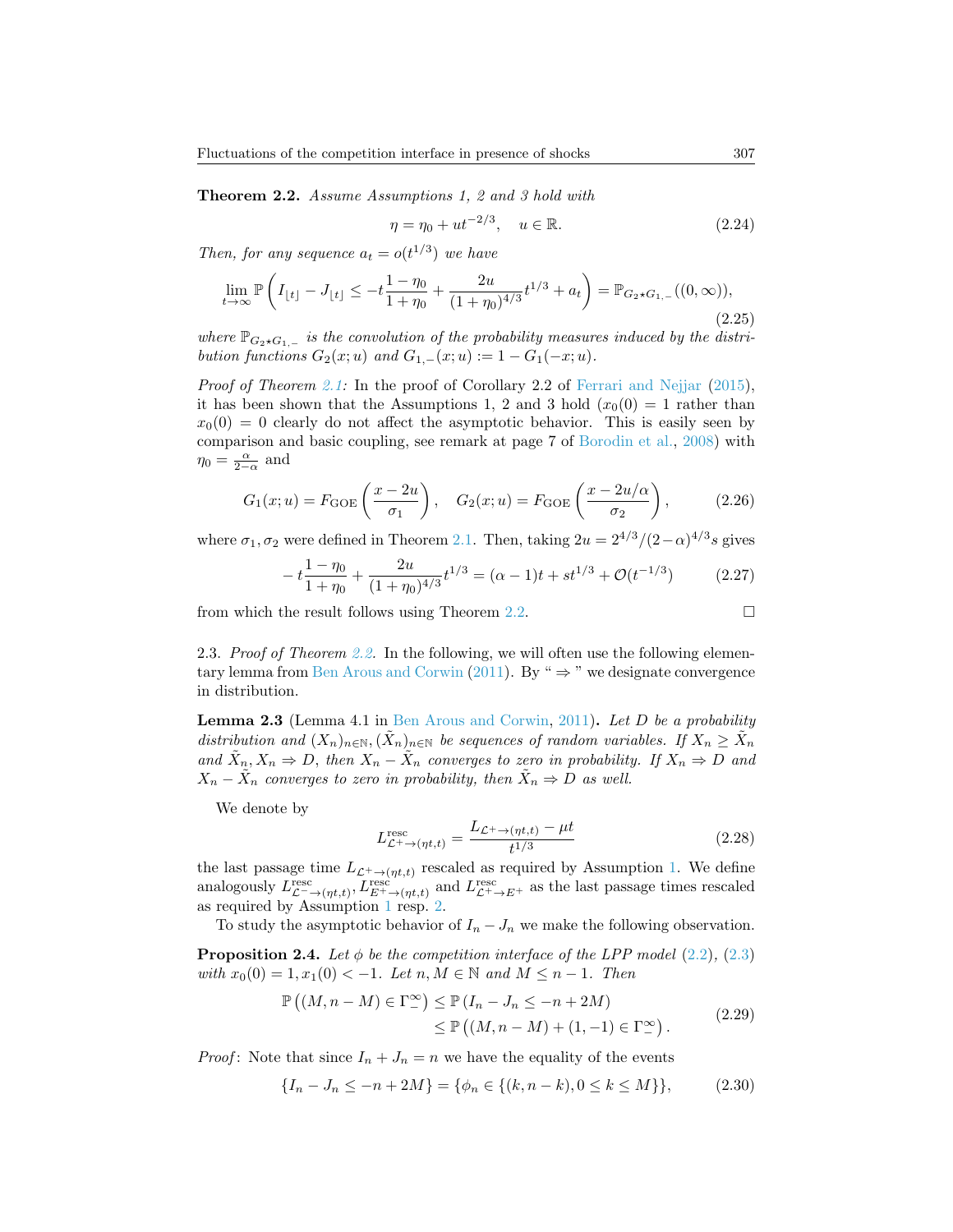**Theorem 2.2.** *Assume Assumptions 1, 2 and 3 hold with*

$$\eta = \eta_0 + ut^{-2/3}, \quad u \in \mathbb{R}. \tag{2.24}$$

*Then, for any sequence $a_t = o(t^{1/3})$ we have*

$$\lim_{t\to\infty} \mathbb{P}\left( I_{\lfloor t \rfloor} - J_{\lfloor t \rfloor} \leq -t\frac{1-\eta_0}{1+\eta_0} + \frac{2u}{(1+\eta_0)^{4/3}} t^{1/3} + a_t \right) = \mathbb{P}_{G_2 \star G_{1,-}}((0,\infty)), \tag{2.25}$$

*where $\mathbb{P}_{G_2\star G_{1,-}}$ is the convolution of the probability measures induced by the distribution functions $G_2(x;u)$ and $G_{1,-}(x;u) := 1 - G_1(-x;u)$.*

*Proof of Theorem 2.1:* In the proof of Corollary 2.2 of Ferrari and Nejjar (2015), it has been shown that the Assumptions 1, 2 and 3 hold ($x_0(0) = 1$ rather than $x_0(0) = 0$ clearly do not affect the asymptotic behavior. This is easily seen by comparison and basic coupling, see remark at page 7 of Borodin et al., 2008) with $\eta_0 = \frac{\alpha}{2-\alpha}$ and

$$G_1(x;u) = F_{\rm GOE}\left(\frac{x-2u}{\sigma_1}\right), \quad G_2(x;u) = F_{\rm GOE}\left(\frac{x-2u/\alpha}{\sigma_2}\right), \tag{2.26}$$

where $\sigma_1, \sigma_2$ were defined in Theorem 2.1. Then, taking $2u = 2^{4/3}/(2-\alpha)^{4/3}s$ gives

$$-t\frac{1-\eta_0}{1+\eta_0} + \frac{2u}{(1+\eta_0)^{4/3}} t^{1/3} = (\alpha - 1)t + st^{1/3} + \mathcal{O}(t^{-1/3}) \tag{2.27}$$

from which the result follows using Theorem 2.2. $\square$

2.3. *Proof of Theorem 2.2.* In the following, we will often use the following elementary lemma from Ben Arous and Corwin (2011). By " $\Rightarrow$ " we designate convergence in distribution.

**Lemma 2.3** (Lemma 4.1 in Ben Arous and Corwin, 2011)**.** *Let $D$ be a probability distribution and $(X_n)_{n\in\mathbb{N}}, (\tilde{X}_n)_{n\in\mathbb{N}}$ be sequences of random variables. If $X_n \geq \tilde{X}_n$ and $\tilde{X}_n, X_n \Rightarrow D$, then $X_n - \tilde{X}_n$ converges to zero in probability. If $X_n \Rightarrow D$ and $X_n - \tilde{X}_n$ converges to zero in probability, then $\tilde{X}_n \Rightarrow D$ as well.*

We denote by

$$L^{\rm resc}_{\mathcal{L}^+\to(\eta t,t)} = \frac{L_{\mathcal{L}^+\to(\eta t,t)} - \mu t}{t^{1/3}} \tag{2.28}$$

the last passage time $L_{\mathcal{L}^+\to(\eta t,t)}$ rescaled as required by Assumption 1. We define analogously $L^{\rm resc}_{\mathcal{L}^-\to(\eta t,t)}, L^{\rm resc}_{E^+\to(\eta t,t)}$ and $L^{\rm resc}_{\mathcal{L}^+\to E^+}$ as the last passage times rescaled as required by Assumption 1 resp. 2.

To study the asymptotic behavior of $I_n - J_n$ we make the following observation.

**Proposition 2.4.** *Let $\phi$ be the competition interface of the LPP model (2.2), (2.3) with $x_0(0) = 1, x_1(0) < -1$. Let $n, M \in \mathbb{N}$ and $M \leq n-1$. Then*

$$\begin{aligned}\mathbb{P}\left((M, n-M) \in \Gamma^\infty_-\right) &\leq \mathbb{P}\left(I_n - J_n \leq -n + 2M\right) \\ &\leq \mathbb{P}\left((M,n-M) + (1,-1) \in \Gamma^\infty_-\right).\end{aligned} \tag{2.29}$$

*Proof*: Note that since $I_n + J_n = n$ we have the equality of the events

$$\{I_n - J_n \leq -n + 2M\} = \{\phi_n \in \{(k, n-k), 0 \leq k \leq M\}\}, \tag{2.30}$$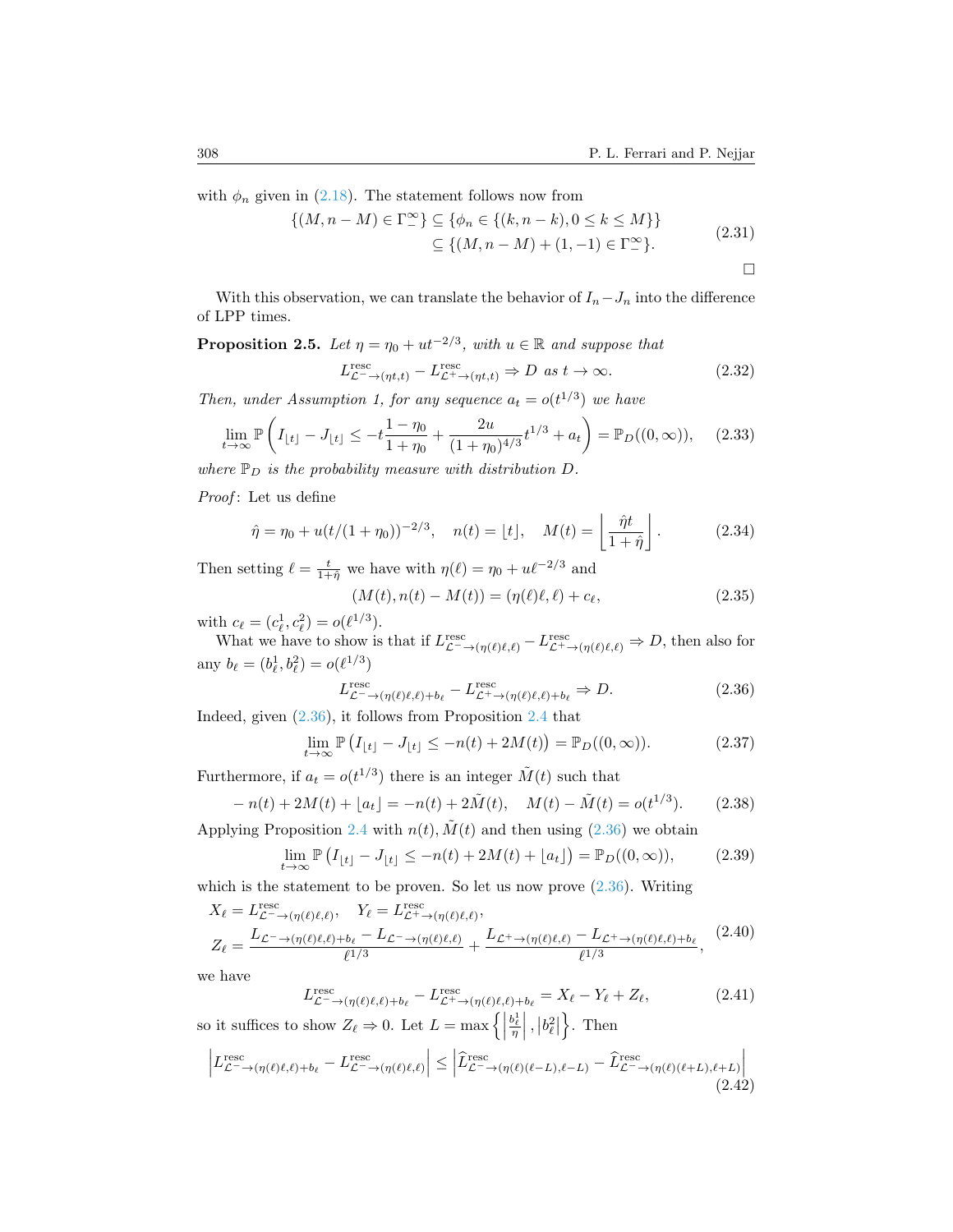with $\phi_n$ given in (2.18). The statement follows now from

$$\{(M, n-M) \in \Gamma_-^\infty\} \subseteq \{\phi_n \in \{(k, n-k), 0 \le k \le M\}\} \\ \subseteq \{(M, n-M) + (1,-1) \in \Gamma_-^\infty\}. \tag{2.31}$$

□

With this observation, we can translate the behavior of $I_n - J_n$ into the difference of LPP times.

**Proposition 2.5.** *Let $\eta = \eta_0 + ut^{-2/3}$, with $u \in \mathbb{R}$ and suppose that*

$$L^{\rm resc}_{\mathcal{L}^- \to (\eta t, t)} - L^{\rm resc}_{\mathcal{L}^+ \to (\eta t, t)} \Rightarrow D \text{ as } t \to \infty. \tag{2.32}$$

*Then, under Assumption 1, for any sequence $a_t = o(t^{1/3})$ we have*

$$\lim_{t\to\infty} \mathbb{P}\left( I_{\lfloor t \rfloor} - J_{\lfloor t \rfloor} \le -t\frac{1-\eta_0}{1+\eta_0} + \frac{2u}{(1+\eta_0)^{4/3}} t^{1/3} + a_t \right) = \mathbb{P}_D((0,\infty)), \tag{2.33}$$

*where $\mathbb{P}_D$ is the probability measure with distribution $D$.*

*Proof*: Let us define

$$\hat{\eta} = \eta_0 + u(t/(1+\eta_0))^{-2/3}, \quad n(t) = \lfloor t \rfloor, \quad M(t) = \left\lfloor \frac{\hat{\eta} t}{1+\hat{\eta}} \right\rfloor. \tag{2.34}$$

Then setting $\ell = \frac{t}{1+\hat{\eta}}$ we have with $\eta(\ell) = \eta_0 + u\ell^{-2/3}$ and

$$(M(t), n(t) - M(t)) = (\eta(\ell)\ell, \ell) + c_\ell, \tag{2.35}$$

with $c_\ell = (c_\ell^1, c_\ell^2) = o(\ell^{1/3})$.

What we have to show is that if $L^{\rm resc}_{\mathcal{L}^- \to (\eta(\ell)\ell, \ell)} - L^{\rm resc}_{\mathcal{L}^+ \to (\eta(\ell)\ell, \ell)} \Rightarrow D$, then also for any $b_\ell = (b_\ell^1, b_\ell^2) = o(\ell^{1/3})$

$$L^{\rm resc}_{\mathcal{L}^- \to (\eta(\ell)\ell, \ell) + b_\ell} - L^{\rm resc}_{\mathcal{L}^+ \to (\eta(\ell)\ell, \ell) + b_\ell} \Rightarrow D. \tag{2.36}$$

Indeed, given (2.36), it follows from Proposition 2.4 that

$$\lim_{t\to\infty} \mathbb{P}\left( I_{\lfloor t \rfloor} - J_{\lfloor t \rfloor} \le -n(t) + 2M(t) \right) = \mathbb{P}_D((0,\infty)). \tag{2.37}$$

Furthermore, if $a_t = o(t^{1/3})$ there is an integer $\tilde{M}(t)$ such that

$$-n(t) + 2M(t) + \lfloor a_t \rfloor = -n(t) + 2\tilde{M}(t), \quad M(t) - \tilde{M}(t) = o(t^{1/3}). \tag{2.38}$$

Applying Proposition 2.4 with $n(t), \tilde{M}(t)$ and then using (2.36) we obtain

$$\lim_{t\to\infty} \mathbb{P}\left( I_{\lfloor t \rfloor} - J_{\lfloor t \rfloor} \le -n(t) + 2M(t) + \lfloor a_t \rfloor \right) = \mathbb{P}_D((0,\infty)), \tag{2.39}$$

which is the statement to be proven. So let us now prove (2.36). Writing

$$X_\ell = L^{\rm resc}_{\mathcal{L}^- \to (\eta(\ell)\ell, \ell)}, \quad Y_\ell = L^{\rm resc}_{\mathcal{L}^+ \to (\eta(\ell)\ell, \ell)}, \\ Z_\ell = \frac{L_{\mathcal{L}^- \to (\eta(\ell)\ell, \ell) + b_\ell} - L_{\mathcal{L}^- \to (\eta(\ell)\ell, \ell)}}{\ell^{1/3}} + \frac{L_{\mathcal{L}^+ \to (\eta(\ell)\ell, \ell)} - L_{\mathcal{L}^+ \to (\eta(\ell)\ell, \ell) + b_\ell}}{\ell^{1/3}}, \tag{2.40}$$

we have

$$L^{\rm resc}_{\mathcal{L}^- \to (\eta(\ell)\ell, \ell) + b_\ell} - L^{\rm resc}_{\mathcal{L}^+ \to (\eta(\ell)\ell, \ell) + b_\ell} = X_\ell - Y_\ell + Z_\ell, \tag{2.41}$$

so it suffices to show $Z_\ell \Rightarrow 0$. Let $L = \max\left\{ \left| \frac{b_\ell^1}{\eta} \right|, \left| b_\ell^2 \right| \right\}$. Then

$$\left| L^{\rm resc}_{\mathcal{L}^- \to (\eta(\ell)\ell, \ell) + b_\ell} - L^{\rm resc}_{\mathcal{L}^- \to (\eta(\ell)\ell, \ell)} \right| \le \left| \widehat{L}^{\rm resc}_{\mathcal{L}^- \to (\eta(\ell)(\ell - L), \ell - L)} - \widehat{L}^{\rm resc}_{\mathcal{L}^- \to (\eta(\ell)(\ell + L), \ell + L)} \right| \tag{2.42}$$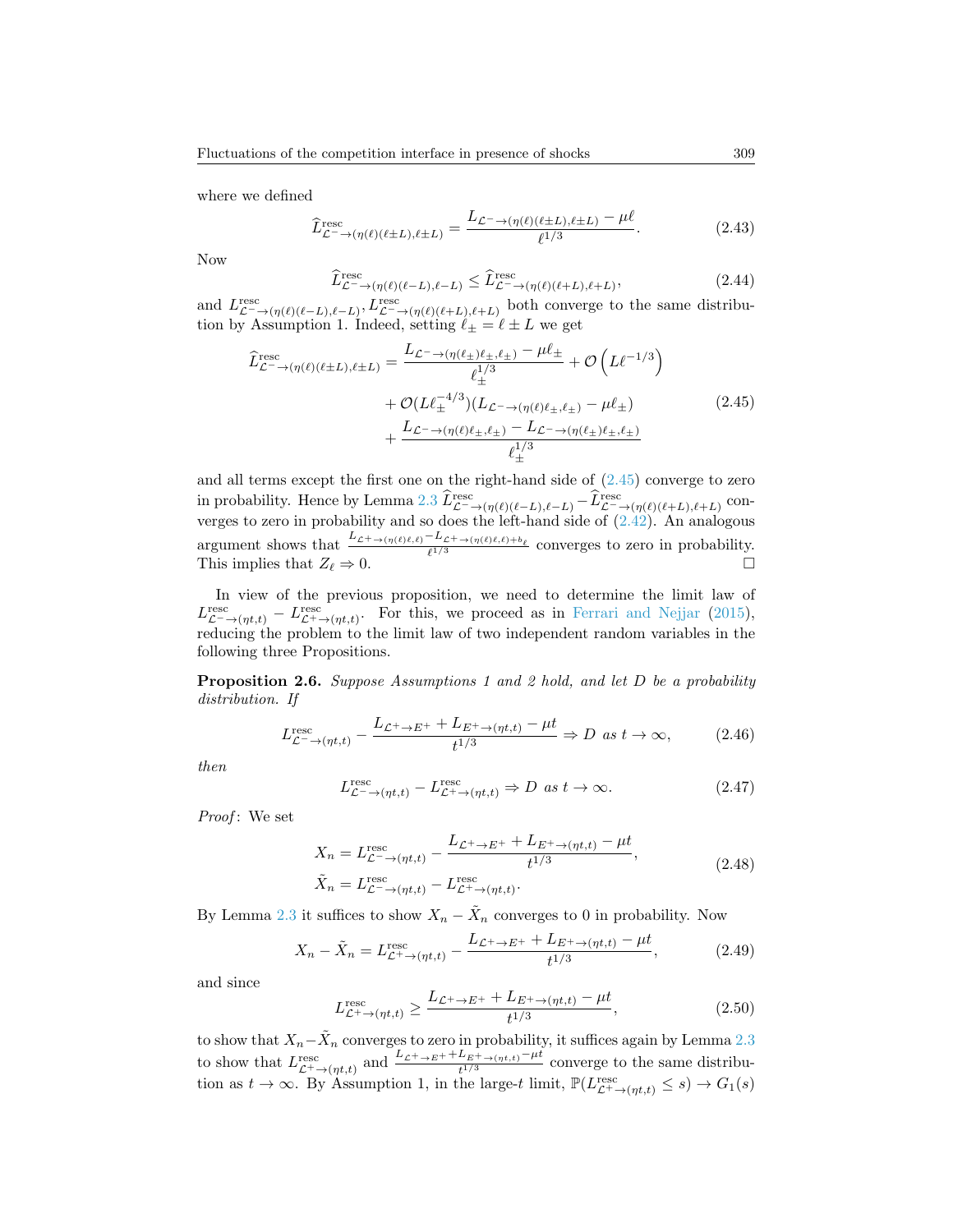where we defined

$$\widehat{L}^{\text{resc}}_{\mathcal{L}^-\to(\eta(\ell)(\ell\pm L),\ell\pm L)} = \frac{L_{\mathcal{L}^-\to(\eta(\ell)(\ell\pm L),\ell\pm L)} - \mu\ell}{\ell^{1/3}}. \tag{2.43}$$

Now

$$\widehat{L}^{\text{resc}}_{\mathcal{L}^-\to(\eta(\ell)(\ell-L),\ell-L)} \leq \widehat{L}^{\text{resc}}_{\mathcal{L}^-\to(\eta(\ell)(\ell+L),\ell+L)}, \tag{2.44}$$

and $L^{\text{resc}}_{\mathcal{L}^-\to(\eta(\ell)(\ell-L),\ell-L)}, L^{\text{resc}}_{\mathcal{L}^-\to(\eta(\ell)(\ell+L),\ell+L)}$ both converge to the same distribution by Assumption 1. Indeed, setting $\ell_\pm = \ell \pm L$ we get

$$\begin{aligned}
\widehat{L}^{\text{resc}}_{\mathcal{L}^-\to(\eta(\ell)(\ell\pm L),\ell\pm L)} &= \frac{L_{\mathcal{L}^-\to(\eta(\ell_\pm)\ell_\pm,\ell_\pm)} - \mu\ell_\pm}{\ell_\pm^{1/3}} + \mathcal{O}\left(L\ell^{-1/3}\right) \\
&\quad + \mathcal{O}(L\ell_\pm^{-4/3})(L_{\mathcal{L}^-\to(\eta(\ell)\ell_\pm,\ell_\pm)} - \mu\ell_\pm) \\
&\quad + \frac{L_{\mathcal{L}^-\to(\eta(\ell)\ell_\pm,\ell_\pm)} - L_{\mathcal{L}^-\to(\eta(\ell_\pm)\ell_\pm,\ell_\pm)}}{\ell_\pm^{1/3}}
\end{aligned} \tag{2.45}$$

and all terms except the first one on the right-hand side of (2.45) converge to zero in probability. Hence by Lemma 2.3 $\widehat{L}^{\text{resc}}_{\mathcal{L}^-\to(\eta(\ell)(\ell-L),\ell-L)} - \widehat{L}^{\text{resc}}_{\mathcal{L}^-\to(\eta(\ell)(\ell+L),\ell+L)}$ converges to zero in probability and so does the left-hand side of (2.42). An analogous argument shows that $\frac{L_{\mathcal{L}^+\to(\eta(\ell)\ell,\ell)} - L_{\mathcal{L}^+\to(\eta(\ell)\ell,\ell)+b_\ell}}{\ell^{1/3}}$ converges to zero in probability. This implies that $Z_\ell \Rightarrow 0$. □

In view of the previous proposition, we need to determine the limit law of $L^{\text{resc}}_{\mathcal{L}^-\to(\eta t,t)} - L^{\text{resc}}_{\mathcal{L}^+\to(\eta t,t)}$. For this, we proceed as in Ferrari and Nejjar (2015), reducing the problem to the limit law of two independent random variables in the following three Propositions.

**Proposition 2.6.** *Suppose Assumptions 1 and 2 hold, and let $D$ be a probability distribution. If*

$$L^{\text{resc}}_{\mathcal{L}^-\to(\eta t,t)} - \frac{L_{\mathcal{L}^+\to E^+} + L_{E^+\to(\eta t,t)} - \mu t}{t^{1/3}} \Rightarrow D \text{ as } t\to\infty, \tag{2.46}$$

*then*

$$L^{\text{resc}}_{\mathcal{L}^-\to(\eta t,t)} - L^{\text{resc}}_{\mathcal{L}^+\to(\eta t,t)} \Rightarrow D \text{ as } t\to\infty. \tag{2.47}$$

*Proof*: We set

$$\begin{aligned}
X_n &= L^{\text{resc}}_{\mathcal{L}^-\to(\eta t,t)} - \frac{L_{\mathcal{L}^+\to E^+} + L_{E^+\to(\eta t,t)} - \mu t}{t^{1/3}}, \\
\tilde{X}_n &= L^{\text{resc}}_{\mathcal{L}^-\to(\eta t,t)} - L^{\text{resc}}_{\mathcal{L}^+\to(\eta t,t)}.
\end{aligned} \tag{2.48}$$

By Lemma 2.3 it suffices to show $X_n - \tilde{X}_n$ converges to 0 in probability. Now

$$X_n - \tilde{X}_n = L^{\text{resc}}_{\mathcal{L}^+\to(\eta t,t)} - \frac{L_{\mathcal{L}^+\to E^+} + L_{E^+\to(\eta t,t)} - \mu t}{t^{1/3}}, \tag{2.49}$$

and since

$$L^{\text{resc}}_{\mathcal{L}^+\to(\eta t,t)} \geq \frac{L_{\mathcal{L}^+\to E^+} + L_{E^+\to(\eta t,t)} - \mu t}{t^{1/3}}, \tag{2.50}$$

to show that $X_n - \tilde{X}_n$ converges to zero in probability, it suffices again by Lemma 2.3 to show that $L^{\text{resc}}_{\mathcal{L}^+\to(\eta t,t)}$ and $\frac{L_{\mathcal{L}^+\to E^+} + L_{E^+\to(\eta t,t)} - \mu t}{t^{1/3}}$ converge to the same distribution as $t\to\infty$. By Assumption 1, in the large-$t$ limit, $\mathbb{P}(L^{\text{resc}}_{\mathcal{L}^+\to(\eta t,t)} \leq s) \to G_1(s)$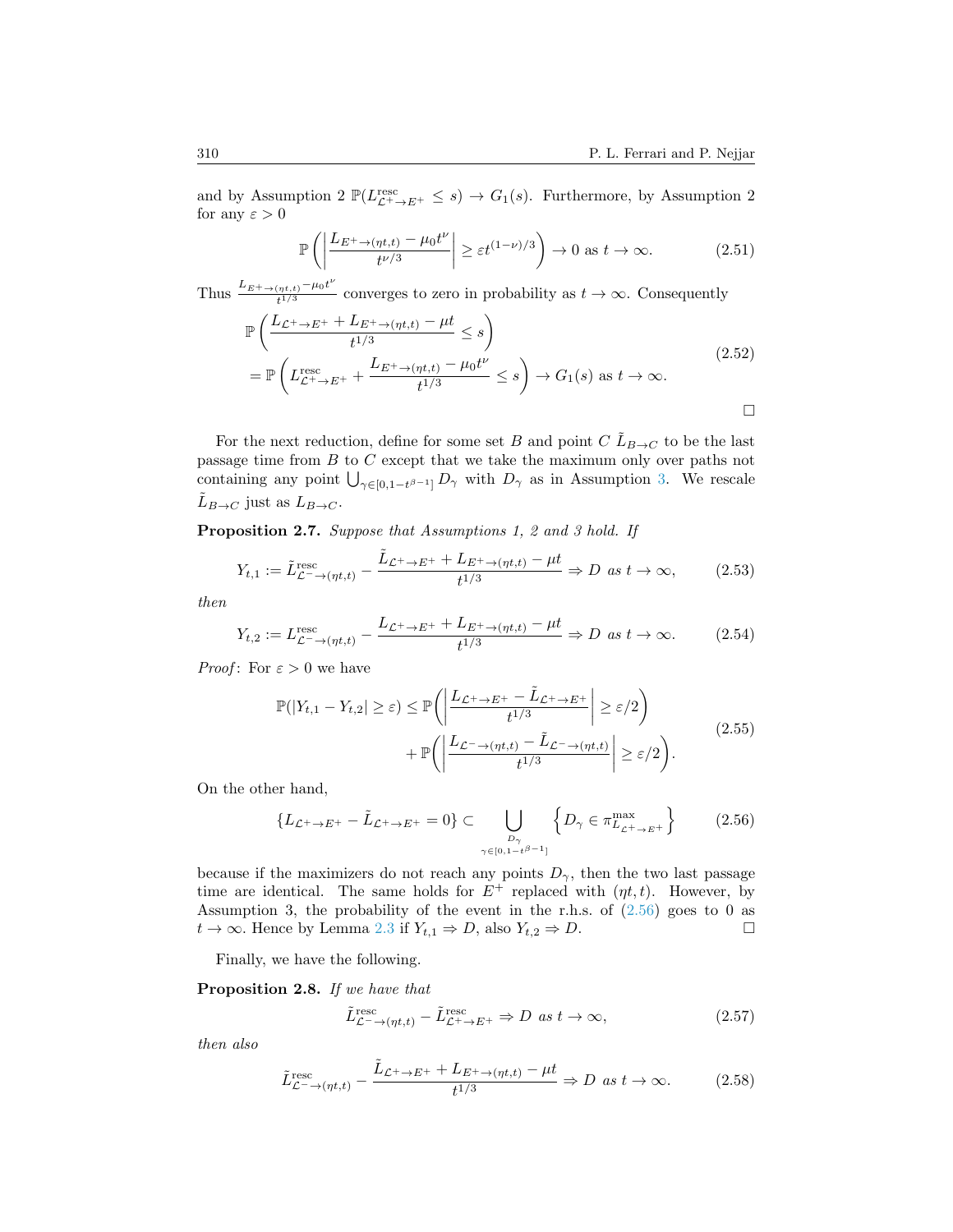and by Assumption 2 $\mathbb{P}(L^{\text{resc}}_{\mathcal{L}^+\to E^+} \le s) \to G_1(s)$. Furthermore, by Assumption 2 for any $\varepsilon > 0$

$$\mathbb{P}\left(\left|\frac{L_{E^+\to(\eta t,t)} - \mu_0 t^\nu}{t^{\nu/3}}\right| \ge \varepsilon t^{(1-\nu)/3}\right) \to 0 \text{ as } t \to \infty. \tag{2.51}$$

Thus $\frac{L_{E^+\to(\eta t,t)} - \mu_0 t^\nu}{t^{1/3}}$ converges to zero in probability as $t \to \infty$. Consequently

$$\begin{aligned}
&\mathbb{P}\left(\frac{L_{\mathcal{L}^+\to E^+} + L_{E^+\to(\eta t,t)} - \mu t}{t^{1/3}} \le s\right) \\
&= \mathbb{P}\left(L^{\text{resc}}_{\mathcal{L}^+\to E^+} + \frac{L_{E^+\to(\eta t,t)} - \mu_0 t^\nu}{t^{1/3}} \le s\right) \to G_1(s) \text{ as } t \to \infty.
\end{aligned} \tag{2.52}$$

□

For the next reduction, define for some set $B$ and point $C$ $\tilde{L}_{B\to C}$ to be the last passage time from $B$ to $C$ except that we take the maximum only over paths not containing any point $\bigcup_{\gamma\in[0,1-t^{\beta-1}]} D_\gamma$ with $D_\gamma$ as in Assumption 3. We rescale $\tilde{L}_{B\to C}$ just as $L_{B\to C}$.

**Proposition 2.7.** *Suppose that Assumptions 1, 2 and 3 hold. If*

$$Y_{t,1} := \tilde{L}^{\text{resc}}_{\mathcal{L}^-\to(\eta t,t)} - \frac{\tilde{L}_{\mathcal{L}^+\to E^+} + L_{E^+\to(\eta t,t)} - \mu t}{t^{1/3}} \Rightarrow D \text{ as } t \to \infty, \tag{2.53}$$

*then*

$$Y_{t,2} := L^{\text{resc}}_{\mathcal{L}^-\to(\eta t,t)} - \frac{L_{\mathcal{L}^+\to E^+} + L_{E^+\to(\eta t,t)} - \mu t}{t^{1/3}} \Rightarrow D \text{ as } t \to \infty. \tag{2.54}$$

*Proof*: For $\varepsilon > 0$ we have

$$\begin{aligned}
\mathbb{P}(|Y_{t,1} - Y_{t,2}| \ge \varepsilon) \le\ & \mathbb{P}\left(\left|\frac{L_{\mathcal{L}^+\to E^+} - \tilde{L}_{\mathcal{L}^+\to E^+}}{t^{1/3}}\right| \ge \varepsilon/2\right) \\
&+ \mathbb{P}\left(\left|\frac{L_{\mathcal{L}^-\to(\eta t,t)} - \tilde{L}_{\mathcal{L}^-\to(\eta t,t)}}{t^{1/3}}\right| \ge \varepsilon/2\right).
\end{aligned} \tag{2.55}$$

On the other hand,

$$\{L_{\mathcal{L}^+\to E^+} - \tilde{L}_{\mathcal{L}^+\to E^+} = 0\} \subset \bigcup_{\substack{D_\gamma \\ \gamma\in[0,1-t^{\beta-1}]}} \left\{D_\gamma \in \pi^{\max}_{L_{\mathcal{L}^+\to E^+}}\right\} \tag{2.56}$$

because if the maximizers do not reach any points $D_\gamma$, then the two last passage time are identical. The same holds for $E^+$ replaced with $(\eta t, t)$. However, by Assumption 3, the probability of the event in the r.h.s. of (2.56) goes to 0 as $t \to \infty$. Hence by Lemma 2.3 if $Y_{t,1} \Rightarrow D$, also $Y_{t,2} \Rightarrow D$. □

Finally, we have the following.

**Proposition 2.8.** *If we have that*

$$\tilde{L}^{\text{resc}}_{\mathcal{L}^-\to(\eta t,t)} - \tilde{L}^{\text{resc}}_{\mathcal{L}^+\to E^+} \Rightarrow D \text{ as } t \to \infty, \tag{2.57}$$

*then also*

$$\tilde{L}^{\text{resc}}_{\mathcal{L}^-\to(\eta t,t)} - \frac{\tilde{L}_{\mathcal{L}^+\to E^+} + L_{E^+\to(\eta t,t)} - \mu t}{t^{1/3}} \Rightarrow D \text{ as } t \to \infty. \tag{2.58}$$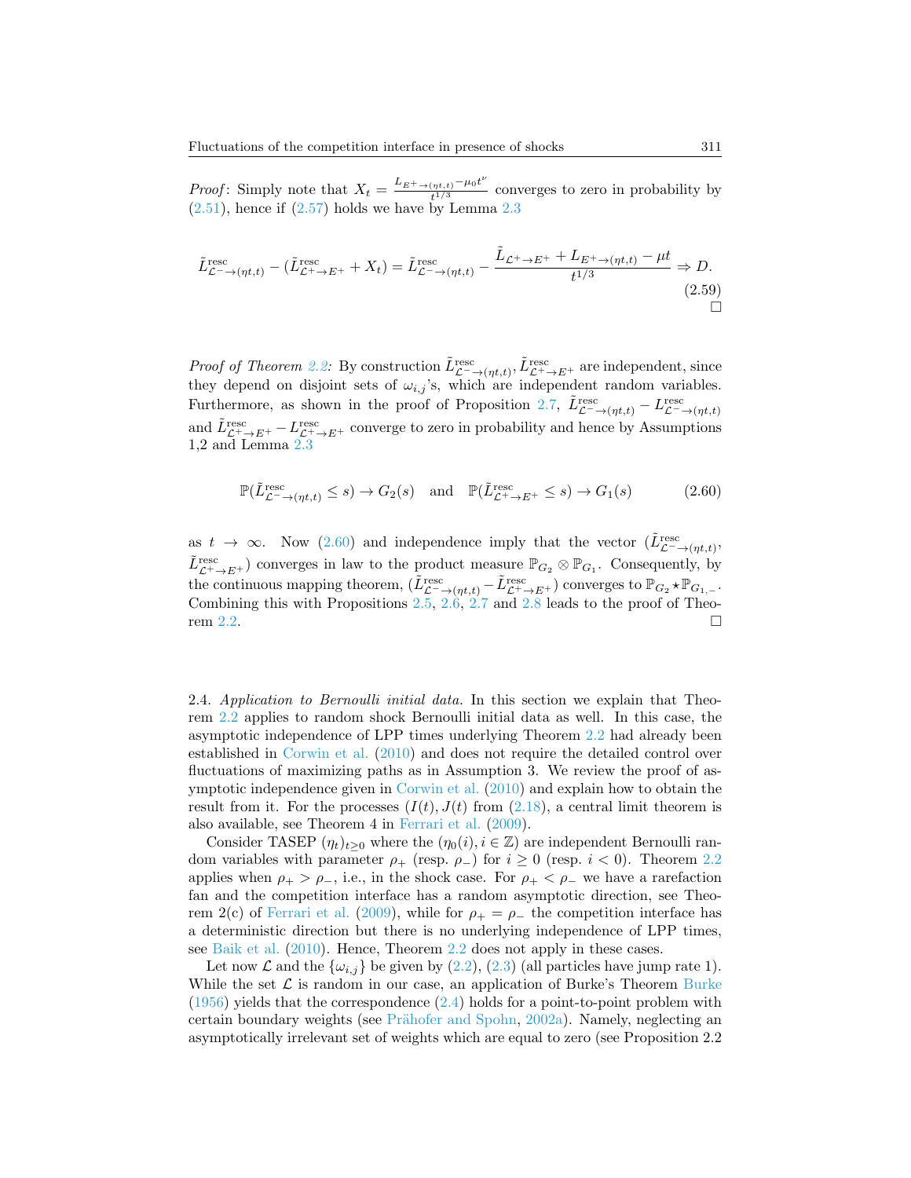*Proof*: Simply note that $X_t = \frac{L_{E^+\to(\eta t,t)} - \mu_0 t^\nu}{t^{1/3}}$ converges to zero in probability by (2.51), hence if (2.57) holds we have by Lemma 2.3

$$\tilde{L}^{\text{resc}}_{\mathcal{L}^-\to(\eta t,t)} - (\tilde{L}^{\text{resc}}_{\mathcal{L}^+\to E^+} + X_t) = \tilde{L}^{\text{resc}}_{\mathcal{L}^-\to(\eta t,t)} - \frac{\tilde{L}_{\mathcal{L}^+\to E^+} + L_{E^+\to(\eta t,t)} - \mu t}{t^{1/3}} \Rightarrow D. \tag{2.59}$$

□

*Proof of Theorem 2.2:* By construction $\tilde{L}^{\text{resc}}_{\mathcal{L}^-\to(\eta t,t)}, \tilde{L}^{\text{resc}}_{\mathcal{L}^+\to E^+}$ are independent, since they depend on disjoint sets of $\omega_{i,j}$'s, which are independent random variables. Furthermore, as shown in the proof of Proposition 2.7, $\tilde{L}^{\text{resc}}_{\mathcal{L}^-\to(\eta t,t)} - L^{\text{resc}}_{\mathcal{L}^-\to(\eta t,t)}$ and $\tilde{L}^{\text{resc}}_{\mathcal{L}^+\to E^+} - L^{\text{resc}}_{\mathcal{L}^+\to E^+}$ converge to zero in probability and hence by Assumptions 1,2 and Lemma 2.3

$$\mathbb{P}(\tilde{L}^{\text{resc}}_{\mathcal{L}^-\to(\eta t,t)} \leq s) \to G_2(s) \quad \text{and} \quad \mathbb{P}(\tilde{L}^{\text{resc}}_{\mathcal{L}^+\to E^+} \leq s) \to G_1(s) \tag{2.60}$$

as $t \to \infty$. Now (2.60) and independence imply that the vector $(\tilde{L}^{\text{resc}}_{\mathcal{L}^-\to(\eta t,t)}, \tilde{L}^{\text{resc}}_{\mathcal{L}^+\to E^+})$ converges in law to the product measure $\mathbb{P}_{G_2} \otimes \mathbb{P}_{G_1}$. Consequently, by the continuous mapping theorem, $(\tilde{L}^{\text{resc}}_{\mathcal{L}^-\to(\eta t,t)} - \tilde{L}^{\text{resc}}_{\mathcal{L}^+\to E^+})$ converges to $\mathbb{P}_{G_2} \star \mathbb{P}_{G_{1,-}}$. Combining this with Propositions 2.5, 2.6, 2.7 and 2.8 leads to the proof of Theorem 2.2. □

2.4. *Application to Bernoulli initial data.* In this section we explain that Theorem 2.2 applies to random shock Bernoulli initial data as well. In this case, the asymptotic independence of LPP times underlying Theorem 2.2 had already been established in Corwin et al. (2010) and does not require the detailed control over fluctuations of maximizing paths as in Assumption 3. We review the proof of asymptotic independence given in Corwin et al. (2010) and explain how to obtain the result from it. For the processes $(I(t), J(t)$ from (2.18), a central limit theorem is also available, see Theorem 4 in Ferrari et al. (2009).

Consider TASEP $(\eta_t)_{t\geq 0}$ where the $(\eta_0(i), i \in \mathbb{Z})$ are independent Bernoulli random variables with parameter $\rho_+$ (resp. $\rho_-$) for $i \geq 0$ (resp. $i < 0$). Theorem 2.2 applies when $\rho_+ > \rho_-$, i.e., in the shock case. For $\rho_+ < \rho_-$ we have a rarefaction fan and the competition interface has a random asymptotic direction, see Theorem 2(c) of Ferrari et al. (2009), while for $\rho_+ = \rho_-$ the competition interface has a deterministic direction but there is no underlying independence of LPP times, see Baik et al. (2010). Hence, Theorem 2.2 does not apply in these cases.

Let now $\mathcal{L}$ and the $\{\omega_{i,j}\}$ be given by (2.2), (2.3) (all particles have jump rate 1). While the set $\mathcal{L}$ is random in our case, an application of Burke's Theorem Burke (1956) yields that the correspondence (2.4) holds for a point-to-point problem with certain boundary weights (see Prähofer and Spohn, 2002a). Namely, neglecting an asymptotically irrelevant set of weights which are equal to zero (see Proposition 2.2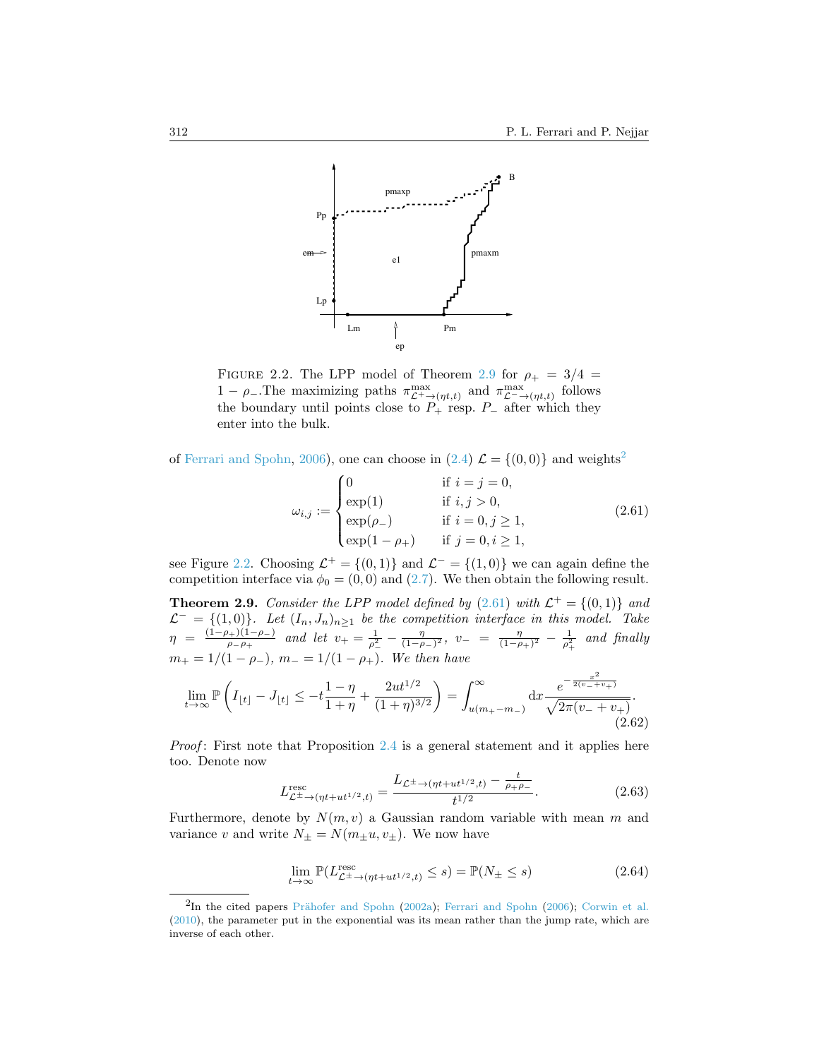FIGURE 2.2. The LPP model of Theorem 2.9 for $\rho_+ = 3/4 = 1 - \rho_-$.The maximizing paths $\pi^{\max}_{\mathcal{L}^+ \to (\eta t, t)}$ and $\pi^{\max}_{\mathcal{L}^- \to (\eta t, t)}$ follows the boundary until points close to $P_+$ resp. $P_-$ after which they enter into the bulk.

of Ferrari and Spohn, 2006), one can choose in (2.4) $\mathcal{L} = \{(0, 0)\}$ and weights[2]

$$
\omega_{i,j} := \begin{cases} 0 & \text{if } i = j = 0, \\ \exp(1) & \text{if } i, j > 0, \\ \exp(\rho_-) & \text{if } i = 0, j \geq 1, \\ \exp(1 - \rho_+) & \text{if } j = 0, i \geq 1, \end{cases} \tag{2.61}
$$

see Figure 2.2. Choosing $\mathcal{L}^+ = \{(0, 1)\}$ and $\mathcal{L}^- = \{(1, 0)\}$ we can again define the competition interface via $\phi_0 = (0, 0)$ and (2.7). We then obtain the following result.

**Theorem 2.9.** *Consider the LPP model defined by (2.61) with $\mathcal{L}^+ = \{(0, 1)\}$ and $\mathcal{L}^- = \{(1, 0)\}$. Let $(I_n, J_n)_{n \geq 1}$ be the competition interface in this model. Take $\eta = \frac{(1-\rho_+)(1-\rho_-)}{\rho_- \rho_+}$ and let $v_+ = \frac{1}{\rho_-^2} - \frac{\eta}{(1-\rho_-)^2}$, $v_- = \frac{\eta}{(1-\rho_+)^2} - \frac{1}{\rho_+^2}$ and finally $m_+ = 1/(1 - \rho_-)$, $m_- = 1/(1 - \rho_+)$. We then have*

$$
\lim_{t \to \infty} \mathbb{P}\left( I_{\lfloor t \rfloor} - J_{\lfloor t \rfloor} \leq -t \frac{1 - \eta}{1 + \eta} + \frac{2ut^{1/2}}{(1 + \eta)^{3/2}} \right) = \int_{u(m_+ - m_-)}^{\infty} \mathrm{d}x \frac{e^{-\frac{x^2}{2(v_- + v_+)}}}{\sqrt{2\pi(v_- + v_+)}}. \tag{2.62}
$$

*Proof*: First note that Proposition 2.4 is a general statement and it applies here too. Denote now

$$
L^{\text{resc}}_{\mathcal{L}^\pm \to (\eta t + ut^{1/2}, t)} = \frac{L_{\mathcal{L}^\pm \to (\eta t + ut^{1/2}, t)} - \frac{t}{\rho_+ \rho_-}}{t^{1/2}}. \tag{2.63}
$$

Furthermore, denote by $N(m, v)$ a Gaussian random variable with mean $m$ and variance $v$ and write $N_\pm = N(m_\pm u, v_\pm)$. We now have

$$
\lim_{t \to \infty} \mathbb{P}(L^{\text{resc}}_{\mathcal{L}^\pm \to (\eta t + ut^{1/2}, t)} \leq s) = \mathbb{P}(N_\pm \leq s) \tag{2.64}
$$

[2] In the cited papers Prähofer and Spohn (2002a); Ferrari and Spohn (2006); Corwin et al. (2010), the parameter put in the exponential was its mean rather than the jump rate, which are inverse of each other.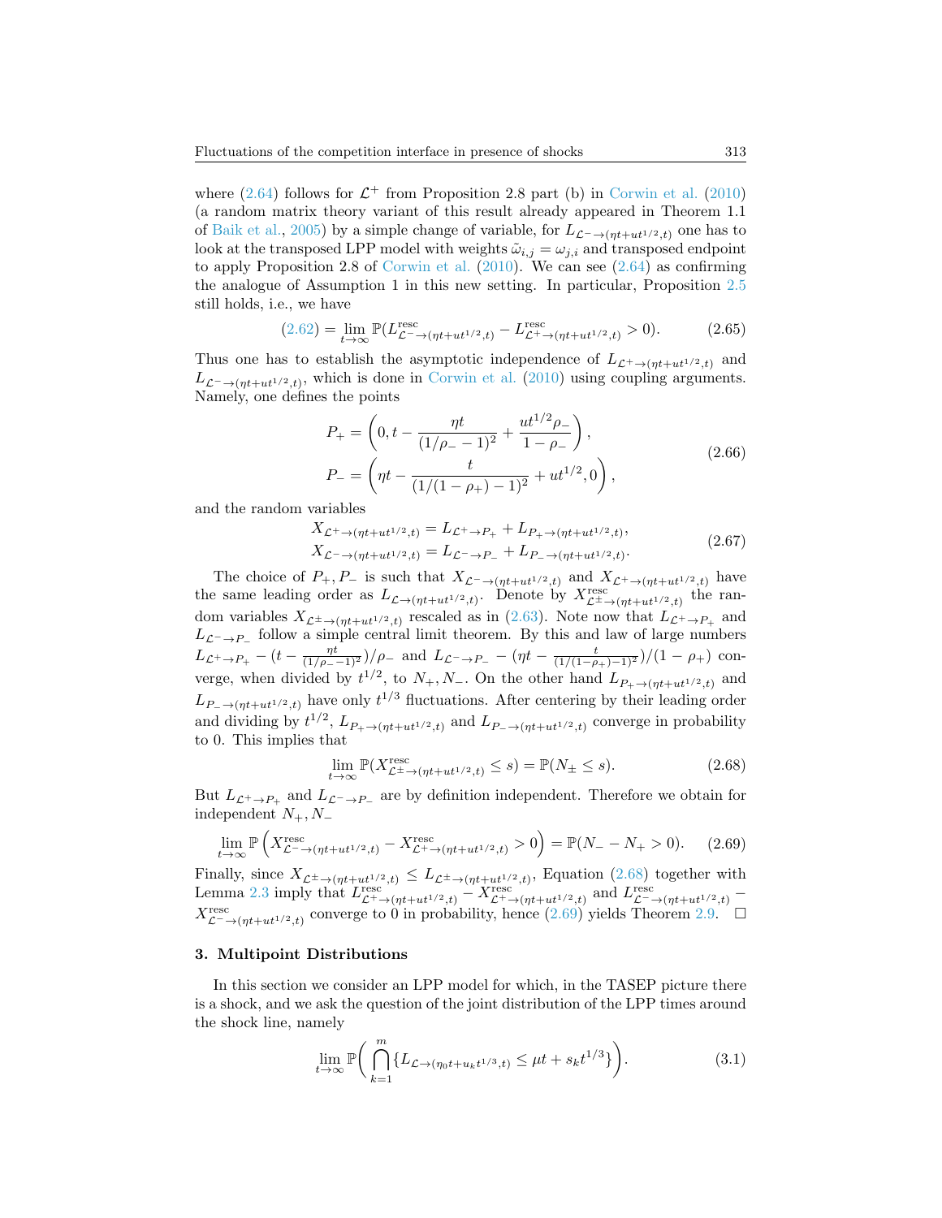where (2.64) follows for $\mathcal{L}^+$ from Proposition 2.8 part (b) in Corwin et al. (2010) (a random matrix theory variant of this result already appeared in Theorem 1.1 of Baik et al., 2005) by a simple change of variable, for $L_{\mathcal{L}^-\to(\eta t+ut^{1/2},t)}$ one has to look at the transposed LPP model with weights $\tilde{\omega}_{i,j}=\omega_{j,i}$ and transposed endpoint to apply Proposition 2.8 of Corwin et al. (2010). We can see (2.64) as confirming the analogue of Assumption 1 in this new setting. In particular, Proposition 2.5 still holds, i.e., we have

$$(2.62) = \lim_{t\to\infty} \mathbb{P}(L^{\text{resc}}_{\mathcal{L}^-\to(\eta t+ut^{1/2},t)} - L^{\text{resc}}_{\mathcal{L}^+\to(\eta t+ut^{1/2},t)} > 0). \tag{2.65}$$

Thus one has to establish the asymptotic independence of $L_{\mathcal{L}^+\to(\eta t+ut^{1/2},t)}$ and $L_{\mathcal{L}^-\to(\eta t+ut^{1/2},t)}$, which is done in Corwin et al. (2010) using coupling arguments. Namely, one defines the points

$$\begin{aligned}
P_+ &= \left(0, t - \frac{\eta t}{(1/\rho_- - 1)^2} + \frac{ut^{1/2}\rho_-}{1-\rho_-}\right),\\
P_- &= \left(\eta t - \frac{t}{(1/(1-\rho_+)-1)^2} + ut^{1/2}, 0\right),
\end{aligned} \tag{2.66}$$

and the random variables

$$\begin{aligned}
X_{\mathcal{L}^+\to(\eta t+ut^{1/2},t)} &= L_{\mathcal{L}^+\to P_+} + L_{P_+\to(\eta t+ut^{1/2},t)},\\
X_{\mathcal{L}^-\to(\eta t+ut^{1/2},t)} &= L_{\mathcal{L}^-\to P_-} + L_{P_-\to(\eta t+ut^{1/2},t)}.
\end{aligned} \tag{2.67}$$

The choice of $P_+, P_-$ is such that $X_{\mathcal{L}^-\to(\eta t+ut^{1/2},t)}$ and $X_{\mathcal{L}^+\to(\eta t+ut^{1/2},t)}$ have the same leading order as $L_{\mathcal{L}\to(\eta t+ut^{1/2},t)}$. Denote by $X^{\text{resc}}_{\mathcal{L}^\pm\to(\eta t+ut^{1/2},t)}$ the random variables $X_{\mathcal{L}^\pm\to(\eta t+ut^{1/2},t)}$ rescaled as in (2.63). Note now that $L_{\mathcal{L}^+\to P_+}$ and $L_{\mathcal{L}^-\to P_-}$ follow a simple central limit theorem. By this and law of large numbers $L_{\mathcal{L}^+\to P_+} - (t - \frac{\eta t}{(1/\rho_- -1)^2})/\rho_-$ and $L_{\mathcal{L}^-\to P_-} - (\eta t - \frac{t}{(1/(1-\rho_+)-1)^2})/(1-\rho_+)$ converge, when divided by $t^{1/2}$, to $N_+, N_-$. On the other hand $L_{P_+\to(\eta t+ut^{1/2},t)}$ and $L_{P_-\to(\eta t+ut^{1/2},t)}$ have only $t^{1/3}$ fluctuations. After centering by their leading order and dividing by $t^{1/2}$, $L_{P_+\to(\eta t+ut^{1/2},t)}$ and $L_{P_-\to(\eta t+ut^{1/2},t)}$ converge in probability to 0. This implies that

$$\lim_{t\to\infty} \mathbb{P}(X^{\text{resc}}_{\mathcal{L}^\pm\to(\eta t+ut^{1/2},t)} \leq s) = \mathbb{P}(N_\pm \leq s). \tag{2.68}$$

But $L_{\mathcal{L}^+\to P_+}$ and $L_{\mathcal{L}^-\to P_-}$ are by definition independent. Therefore we obtain for independent $N_+, N_-$

$$\lim_{t\to\infty} \mathbb{P}\left(X^{\text{resc}}_{\mathcal{L}^-\to(\eta t+ut^{1/2},t)} - X^{\text{resc}}_{\mathcal{L}^+\to(\eta t+ut^{1/2},t)} > 0\right) = \mathbb{P}(N_- - N_+ > 0). \tag{2.69}$$

Finally, since $X_{\mathcal{L}^\pm\to(\eta t+ut^{1/2},t)} \leq L_{\mathcal{L}^\pm\to(\eta t+ut^{1/2},t)}$, Equation (2.68) together with Lemma 2.3 imply that $L^{\text{resc}}_{\mathcal{L}^+\to(\eta t+ut^{1/2},t)} - X^{\text{resc}}_{\mathcal{L}^+\to(\eta t+ut^{1/2},t)}$ and $L^{\text{resc}}_{\mathcal{L}^-\to(\eta t+ut^{1/2},t)} - X^{\text{resc}}_{\mathcal{L}^-\to(\eta t+ut^{1/2},t)}$ converge to 0 in probability, hence (2.69) yields Theorem 2.9. $\square$

## 3. Multipoint Distributions

In this section we consider an LPP model for which, in the TASEP picture there is a shock, and we ask the question of the joint distribution of the LPP times around the shock line, namely

$$\lim_{t\to\infty} \mathbb{P}\bigg(\bigcap_{k=1}^{m} \{L_{\mathcal{L}\to(\eta_0 t+u_k t^{1/3},t)} \leq \mu t + s_k t^{1/3}\}\bigg). \tag{3.1}$$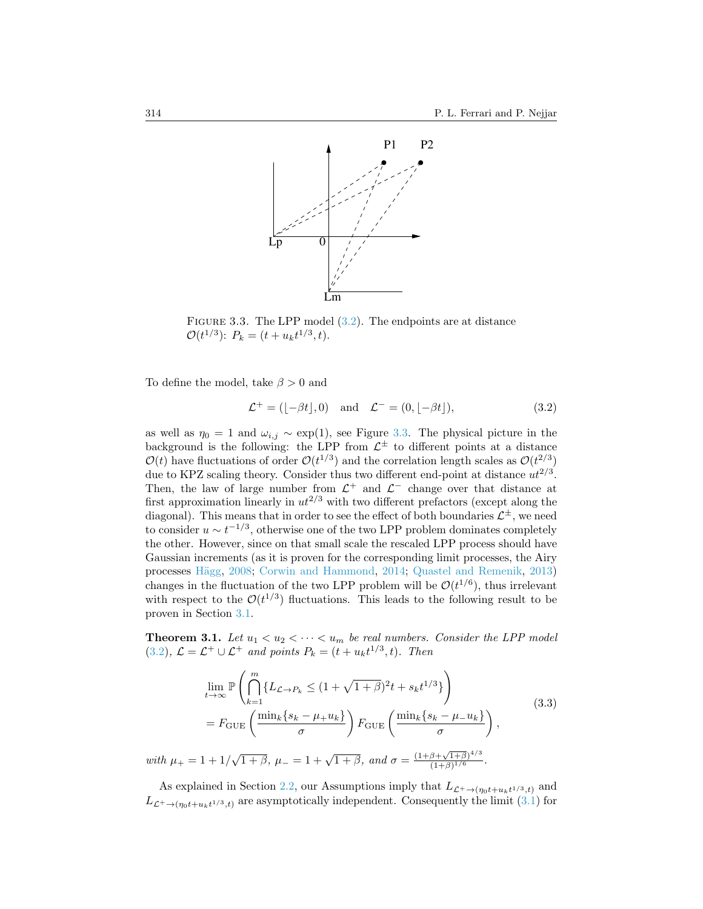FIGURE 3.3. The LPP model (3.2). The endpoints are at distance $\mathcal{O}(t^{1/3})$: $P_k = (t + u_k t^{1/3}, t)$.

To define the model, take $\beta > 0$ and

$$\mathcal{L}^+ = (\lfloor -\beta t \rfloor, 0) \quad \text{and} \quad \mathcal{L}^- = (0, \lfloor -\beta t \rfloor), \tag{3.2}$$

as well as $\eta_0 = 1$ and $\omega_{i,j} \sim \exp(1)$, see Figure 3.3. The physical picture in the background is the following: the LPP from $\mathcal{L}^\pm$ to different points at a distance $\mathcal{O}(t)$ have fluctuations of order $\mathcal{O}(t^{1/3})$ and the correlation length scales as $\mathcal{O}(t^{2/3})$ due to KPZ scaling theory. Consider thus two different end-point at distance $ut^{2/3}$. Then, the law of large number from $\mathcal{L}^+$ and $\mathcal{L}^-$ change over that distance at first approximation linearly in $ut^{2/3}$ with two different prefactors (except along the diagonal). This means that in order to see the effect of both boundaries $\mathcal{L}^\pm$, we need to consider $u \sim t^{-1/3}$, otherwise one of the two LPP problem dominates completely the other. However, since on that small scale the rescaled LPP process should have Gaussian increments (as it is proven for the corresponding limit processes, the Airy processes Hägg, 2008; Corwin and Hammond, 2014; Quastel and Remenik, 2013) changes in the fluctuation of the two LPP problem will be $\mathcal{O}(t^{1/6})$, thus irrelevant with respect to the $\mathcal{O}(t^{1/3})$ fluctuations. This leads to the following result to be proven in Section 3.1.

**Theorem 3.1.** *Let $u_1 < u_2 < \cdots < u_m$ be real numbers. Consider the LPP model (3.2), $\mathcal{L} = \mathcal{L}^+ \cup \mathcal{L}^+$ and points $P_k = (t + u_k t^{1/3}, t)$. Then*

$$\begin{aligned}
&\lim_{t\to\infty} \mathbb{P}\left( \bigcap_{k=1}^{m} \{L_{\mathcal{L}\to P_k} \leq (1+\sqrt{1+\beta})^2 t + s_k t^{1/3}\} \right) \\
&= F_{\mathrm{GUE}}\left( \frac{\min_k\{s_k - \mu_+ u_k\}}{\sigma} \right) F_{\mathrm{GUE}}\left( \frac{\min_k\{s_k - \mu_- u_k\}}{\sigma} \right),
\end{aligned} \tag{3.3}$$

*with $\mu_+ = 1 + 1/\sqrt{1+\beta}$, $\mu_- = 1 + \sqrt{1+\beta}$, and $\sigma = \frac{(1+\beta+\sqrt{1+\beta})^{4/3}}{(1+\beta)^{1/6}}$.*

As explained in Section 2.2, our Assumptions imply that $L_{\mathcal{L}^+\to(\eta_0 t + u_k t^{1/3}, t)}$ and $L_{\mathcal{L}^+\to(\eta_0 t + u_k t^{1/3}, t)}$ are asymptotically independent. Consequently the limit (3.1) for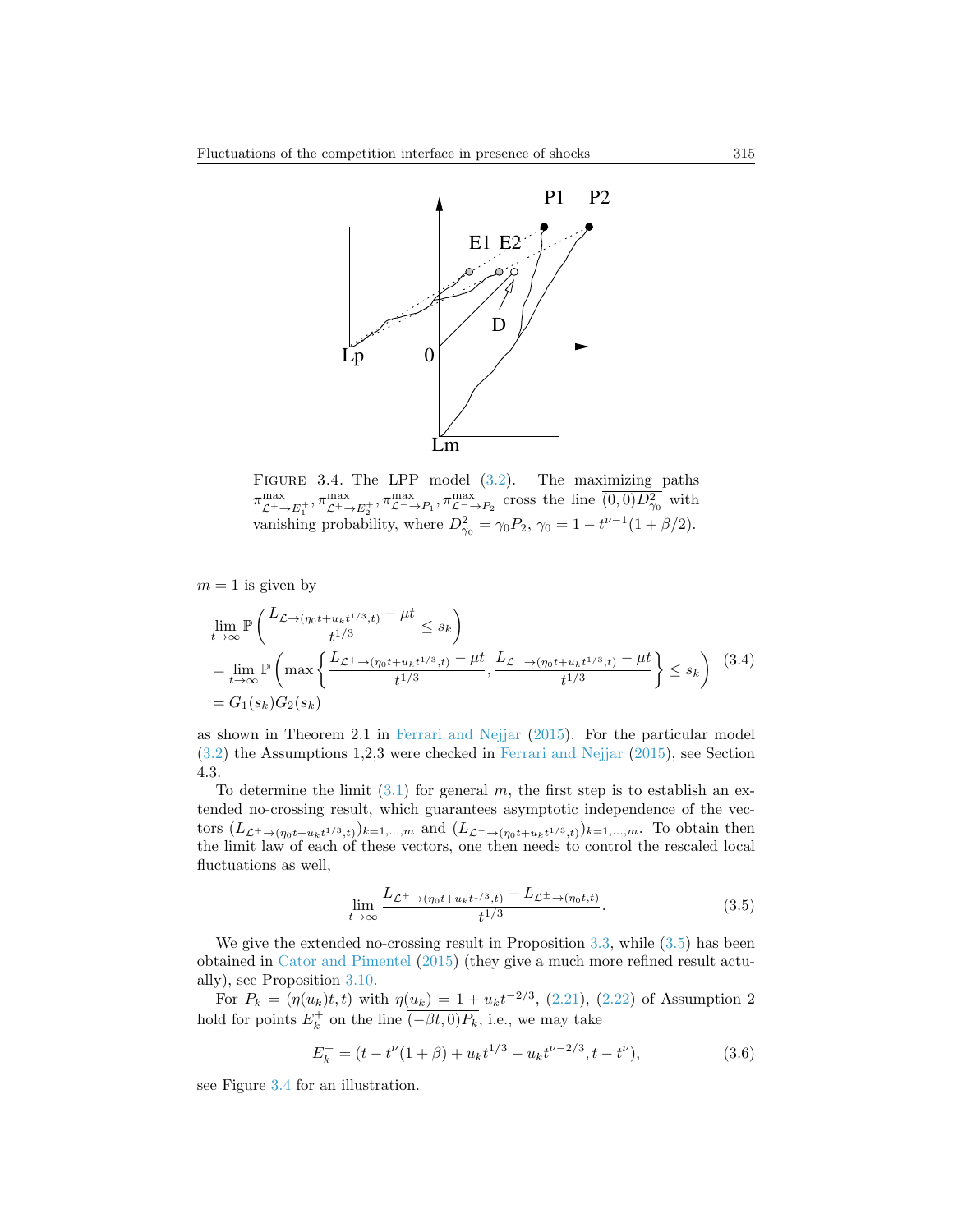FIGURE 3.4. The LPP model (3.2). The maximizing paths $\pi^{\max}_{\mathcal{L}^+\to E_1^+}, \pi^{\max}_{\mathcal{L}^+\to E_2^+}, \pi^{\max}_{\mathcal{L}^-\to P_1}, \pi^{\max}_{\mathcal{L}^-\to P_2}$ cross the line $\overline{(0,0)D^2_{\gamma_0}}$ with vanishing probability, where $D^2_{\gamma_0} = \gamma_0 P_2$, $\gamma_0 = 1 - t^{\nu-1}(1+\beta/2)$.

$m = 1$ is given by

$$
\begin{aligned}
&\lim_{t\to\infty} \mathbb{P}\left( \frac{L_{\mathcal{L}\to(\eta_0 t + u_k t^{1/3}, t)} - \mu t}{t^{1/3}} \leq s_k \right) \\
&= \lim_{t\to\infty} \mathbb{P}\left( \max\left\{ \frac{L_{\mathcal{L}^+\to(\eta_0 t + u_k t^{1/3}, t)} - \mu t}{t^{1/3}}, \frac{L_{\mathcal{L}^-\to(\eta_0 t + u_k t^{1/3}, t)} - \mu t}{t^{1/3}} \right\} \leq s_k \right) \\
&= G_1(s_k) G_2(s_k)
\end{aligned}
\tag{3.4}
$$

as shown in Theorem 2.1 in Ferrari and Nejjar (2015). For the particular model (3.2) the Assumptions 1,2,3 were checked in Ferrari and Nejjar (2015), see Section 4.3.

To determine the limit (3.1) for general $m$, the first step is to establish an extended no-crossing result, which guarantees asymptotic independence of the vectors $(L_{\mathcal{L}^+\to(\eta_0 t + u_k t^{1/3}, t)})_{k=1,\ldots,m}$ and $(L_{\mathcal{L}^-\to(\eta_0 t + u_k t^{1/3}, t)})_{k=1,\ldots,m}$. To obtain then the limit law of each of these vectors, one then needs to control the rescaled local fluctuations as well,

$$
\lim_{t\to\infty} \frac{L_{\mathcal{L}^\pm\to(\eta_0 t + u_k t^{1/3}, t)} - L_{\mathcal{L}^\pm\to(\eta_0 t, t)}}{t^{1/3}}. \tag{3.5}
$$

We give the extended no-crossing result in Proposition 3.3, while (3.5) has been obtained in Cator and Pimentel (2015) (they give a much more refined result actually), see Proposition 3.10.

For $P_k = (\eta(u_k)t, t)$ with $\eta(u_k) = 1 + u_k t^{-2/3}$, (2.21), (2.22) of Assumption 2 hold for points $E_k^+$ on the line $\overline{(-\beta t, 0)P_k}$, i.e., we may take

$$
E_k^+ = (t - t^{\nu}(1+\beta) + u_k t^{1/3} - u_k t^{\nu - 2/3}, t - t^{\nu}), \tag{3.6}
$$

see Figure 3.4 for an illustration.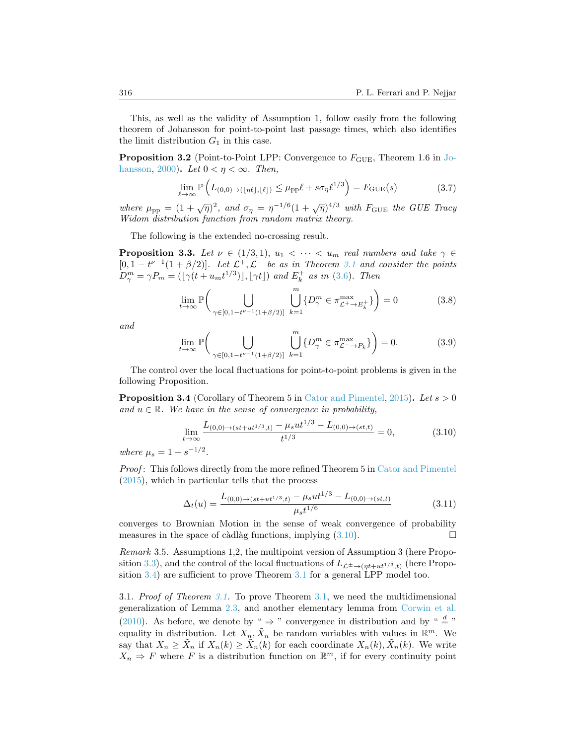This, as well as the validity of Assumption 1, follow easily from the following theorem of Johansson for point-to-point last passage times, which also identifies the limit distribution $G_1$ in this case.

**Proposition 3.2** (Point-to-Point LPP: Convergence to $F_{\rm GUE}$, Theorem 1.6 in Johansson, 2000)**.** *Let $0 < \eta < \infty$. Then,*

$$\lim_{\ell\to\infty} \mathbb{P}\left( L_{(0,0)\to(\lfloor \eta\ell\rfloor,\lfloor \ell\rfloor)} \leq \mu_{\rm pp}\ell + s\sigma_\eta \ell^{1/3}\right) = F_{\rm GUE}(s) \tag{3.7}$$

*where $\mu_{\rm pp} = (1+\sqrt{\eta})^2$, and $\sigma_\eta = \eta^{-1/6}(1+\sqrt{\eta})^{4/3}$ with $F_{\rm GUE}$ the GUE Tracy Widom distribution function from random matrix theory.*

The following is the extended no-crossing result.

**Proposition 3.3.** *Let $\nu \in (1/3,1)$, $u_1 < \cdots < u_m$ real numbers and take $\gamma \in [0, 1-t^{\nu-1}(1+\beta/2)]$. Let $\mathcal{L}^+,\mathcal{L}^-$ be as in Theorem 3.1 and consider the points $D_\gamma^m = \gamma P_m = (\lfloor \gamma(t+u_m t^{1/3})\rfloor, \lfloor \gamma t\rfloor)$ and $E_k^+$ as in (3.6). Then*

$$\lim_{t\to\infty} \mathbb{P}\Bigg( \bigcup_{\gamma\in[0,1-t^{\nu-1}(1+\beta/2)]} \bigcup_{k=1}^m \{D_\gamma^m \in \pi^{\max}_{\mathcal{L}^+\to E_k^+}\}\Bigg) = 0 \tag{3.8}$$

*and*

$$\lim_{t\to\infty} \mathbb{P}\Bigg( \bigcup_{\gamma\in[0,1-t^{\nu-1}(1+\beta/2)]} \bigcup_{k=1}^m \{D_\gamma^m \in \pi^{\max}_{\mathcal{L}^-\to P_k}\}\Bigg) = 0. \tag{3.9}$$

The control over the local fluctuations for point-to-point problems is given in the following Proposition.

**Proposition 3.4** (Corollary of Theorem 5 in Cator and Pimentel, 2015)**.** *Let $s > 0$ and $u \in \mathbb{R}$. We have in the sense of convergence in probability,*

$$\lim_{t\to\infty} \frac{L_{(0,0)\to(st+ut^{1/3},t)} - \mu_s u t^{1/3} - L_{(0,0)\to(st,t)}}{t^{1/3}} = 0, \tag{3.10}$$

*where $\mu_s = 1 + s^{-1/2}$.*

*Proof*: This follows directly from the more refined Theorem 5 in Cator and Pimentel (2015), which in particular tells that the process

$$\Delta_t(u) = \frac{L_{(0,0)\to(st+ut^{1/3},t)} - \mu_s u t^{1/3} - L_{(0,0)\to(st,t)}}{\mu_s t^{1/6}} \tag{3.11}$$

converges to Brownian Motion in the sense of weak convergence of probability measures in the space of càdlàg functions, implying (3.10). $\square$

*Remark* 3.5. Assumptions 1,2, the multipoint version of Assumption 3 (here Proposition 3.3), and the control of the local fluctuations of $L_{\mathcal{L}^\pm\to(\eta t+ut^{1/3},t)}$ (here Proposition 3.4) are sufficient to prove Theorem 3.1 for a general LPP model too.

3.1. *Proof of Theorem 3.1*. To prove Theorem 3.1, we need the multidimensional generalization of Lemma 2.3, and another elementary lemma from Corwin et al. (2010). As before, we denote by " $\Rightarrow$ " convergence in distribution and by " $\stackrel{d}{=}$ " equality in distribution. Let $X_n, \tilde{X}_n$ be random variables with values in $\mathbb{R}^m$. We say that $X_n \geq \tilde{X}_n$ if $X_n(k) \geq \tilde{X}_n(k)$ for each coordinate $X_n(k), \tilde{X}_n(k)$. We write $X_n \Rightarrow F$ where $F$ is a distribution function on $\mathbb{R}^m$, if for every continuity point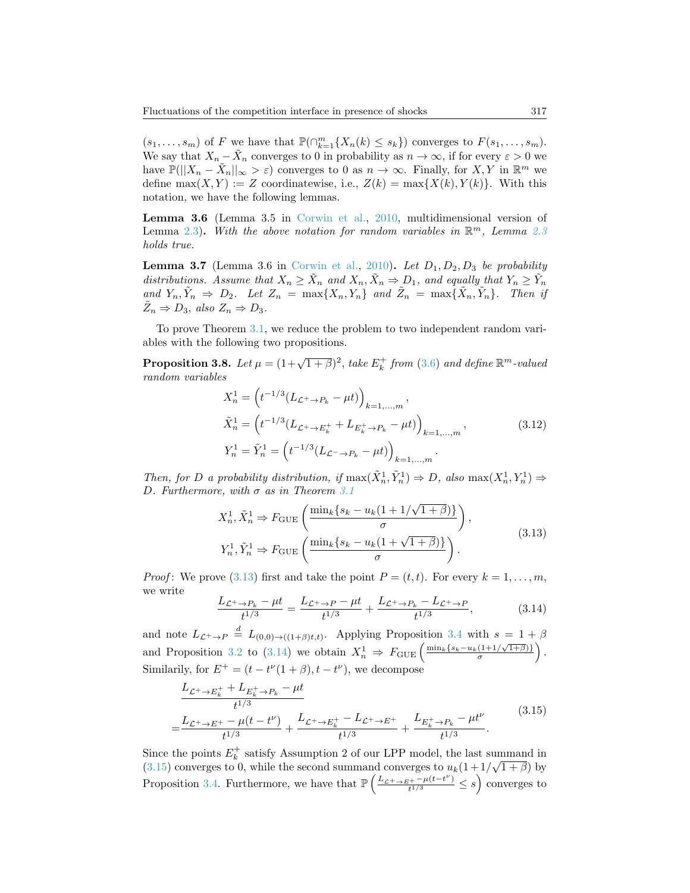$(s_1, \ldots, s_m)$ of $F$ we have that $\mathbb{P}(\cap_{k=1}^m \{X_n(k) \leq s_k\})$ converges to $F(s_1, \ldots, s_m)$. We say that $X_n - \tilde{X}_n$ converges to 0 in probability as $n \to \infty$, if for every $\varepsilon > 0$ we have $\mathbb{P}(||X_n - \tilde{X}_n||_\infty > \varepsilon)$ converges to 0 as $n \to \infty$. Finally, for $X, Y$ in $\mathbb{R}^m$ we define $\max(X, Y) := Z$ coordinatewise, i.e., $Z(k) = \max\{X(k), Y(k)\}$. With this notation, we have the following lemmas.

**Lemma 3.6** (Lemma 3.5 in Corwin et al., 2010, multidimensional version of Lemma 2.3)**.** *With the above notation for random variables in $\mathbb{R}^m$, Lemma 2.3 holds true.*

**Lemma 3.7** (Lemma 3.6 in Corwin et al., 2010)**.** *Let $D_1, D_2, D_3$ be probability distributions. Assume that $X_n \geq \tilde{X}_n$ and $X_n, \tilde{X}_n \Rightarrow D_1$, and equally that $Y_n \geq \tilde{Y}_n$ and $Y_n, \tilde{Y}_n \Rightarrow D_2$. Let $Z_n = \max\{X_n, Y_n\}$ and $\tilde{Z}_n = \max\{\tilde{X}_n, \tilde{Y}_n\}$. Then if $\tilde{Z}_n \Rightarrow D_3$, also $Z_n \Rightarrow D_3$.*

To prove Theorem 3.1, we reduce the problem to two independent random variables with the following two propositions.

**Proposition 3.8.** *Let $\mu = (1+\sqrt{1+\beta})^2$, take $E_k^+$ from (3.6) and define $\mathbb{R}^m$-valued random variables*

$$
\begin{aligned}
X_n^1 &= \left(t^{-1/3}(L_{\mathcal{L}^+ \to P_k} - \mu t)\right)_{k=1,\ldots,m}, \\
\tilde{X}_n^1 &= \left(t^{-1/3}(L_{\mathcal{L}^+ \to E_k^+} + L_{E_k^+ \to P_k} - \mu t)\right)_{k=1,\ldots,m}, \\
Y_n^1 = \tilde{Y}_n^1 &= \left(t^{-1/3}(L_{\mathcal{L}^- \to P_k} - \mu t)\right)_{k=1,\ldots,m}.
\end{aligned} \tag{3.12}
$$

*Then, for $D$ a probability distribution, if $\max(\tilde{X}_n^1, \tilde{Y}_n^1) \Rightarrow D$, also $\max(X_n^1, Y_n^1) \Rightarrow D$. Furthermore, with $\sigma$ as in Theorem 3.1*

$$
\begin{aligned}
X_n^1, \tilde{X}_n^1 &\Rightarrow F_{\mathrm{GUE}}\left(\frac{\min_k\{s_k - u_k(1 + 1/\sqrt{1+\beta})\}}{\sigma}\right), \\
Y_n^1, \tilde{Y}_n^1 &\Rightarrow F_{\mathrm{GUE}}\left(\frac{\min_k\{s_k - u_k(1 + \sqrt{1+\beta})\}}{\sigma}\right).
\end{aligned} \tag{3.13}
$$

*Proof*: We prove (3.13) first and take the point $P = (t, t)$. For every $k = 1, \ldots, m$, we write

$$
\frac{L_{\mathcal{L}^+ \to P_k} - \mu t}{t^{1/3}} = \frac{L_{\mathcal{L}^+ \to P} - \mu t}{t^{1/3}} + \frac{L_{\mathcal{L}^+ \to P_k} - L_{\mathcal{L}^+ \to P}}{t^{1/3}}, \tag{3.14}
$$

and note $L_{\mathcal{L}^+ \to P} \stackrel{d}{=} L_{(0,0) \to ((1+\beta)t, t)}$. Applying Proposition 3.4 with $s = 1 + \beta$ and Proposition 3.2 to (3.14) we obtain $X_n^1 \Rightarrow F_{\mathrm{GUE}}\left(\frac{\min_k\{s_k - u_k(1+1/\sqrt{1+\beta})\}}{\sigma}\right)$. Similarily, for $E^+ = (t - t^\nu(1+\beta), t - t^\nu)$, we decompose

$$
\begin{aligned}
&\frac{L_{\mathcal{L}^+ \to E_k^+} + L_{E_k^+ \to P_k} - \mu t}{t^{1/3}} \\
=&\frac{L_{\mathcal{L}^+ \to E^+} - \mu(t - t^\nu)}{t^{1/3}} + \frac{L_{\mathcal{L}^+ \to E_k^+} - L_{\mathcal{L}^+ \to E^+}}{t^{1/3}} + \frac{L_{E_k^+ \to P_k} - \mu t^\nu}{t^{1/3}}.
\end{aligned} \tag{3.15}
$$

Since the points $E_k^+$ satisfy Assumption 2 of our LPP model, the last summand in (3.15) converges to 0, while the second summand converges to $u_k(1+1/\sqrt{1+\beta})$ by Proposition 3.4. Furthermore, we have that $\mathbb{P}\left(\frac{L_{\mathcal{L}^+ \to E^+} - \mu(t - t^\nu)}{t^{1/3}} \leq s\right)$ converges to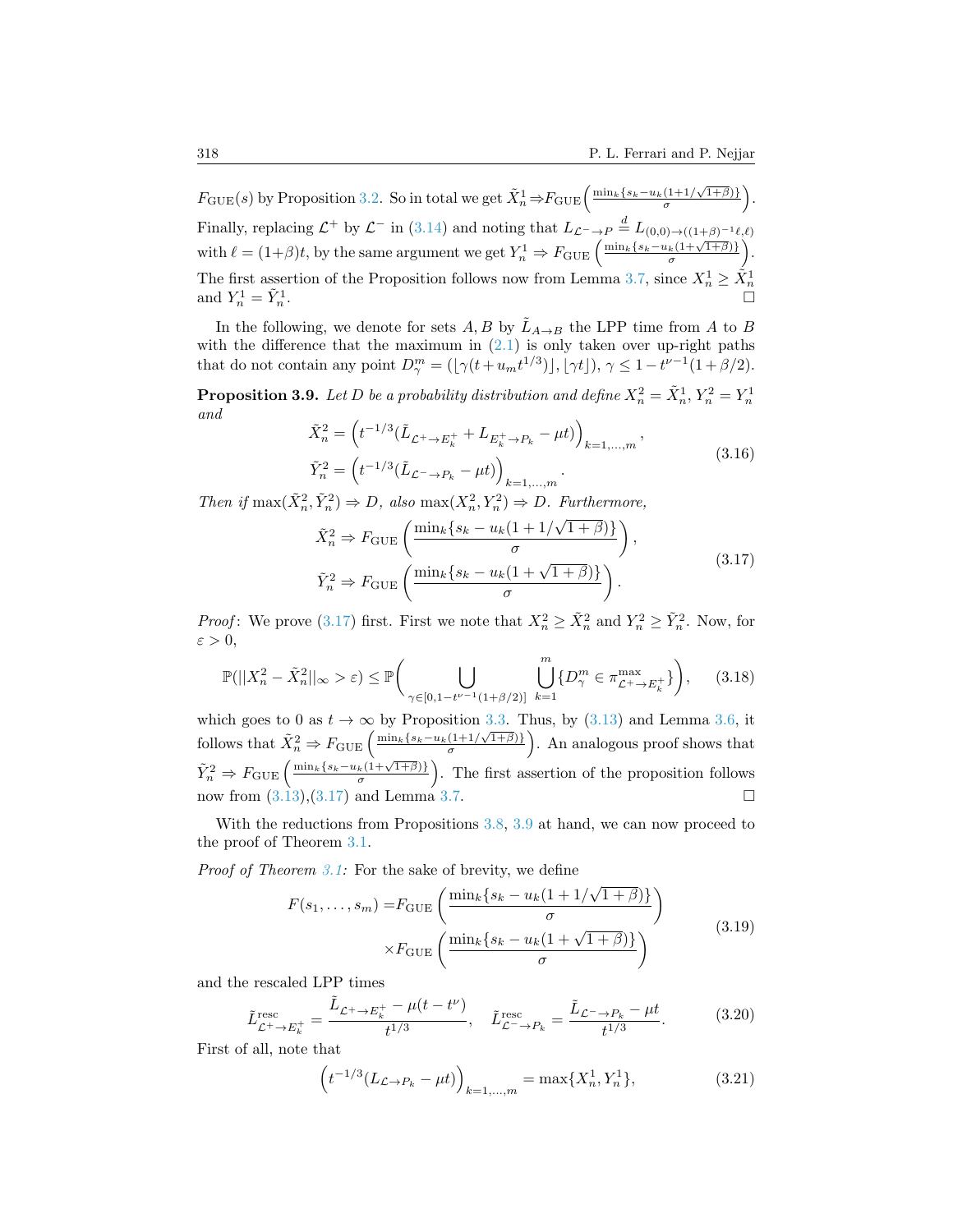$F_{\rm GUE}(s)$ by Proposition 3.2. So in total we get $\tilde{X}_n^1 \Rightarrow F_{\rm GUE}\Big(\frac{\min_k\{s_k-u_k(1+1/\sqrt{1+\beta})\}}{\sigma}\Big)$. Finally, replacing $\mathcal{L}^+$ by $\mathcal{L}^-$ in (3.14) and noting that $L_{\mathcal{L}^-\to P} \overset{d}{=} L_{(0,0)\to((1+\beta)^{-1}\ell,\ell)}$ with $\ell=(1+\beta)t$, by the same argument we get $Y_n^1 \Rightarrow F_{\rm GUE}\left(\frac{\min_k\{s_k-u_k(1+\sqrt{1+\beta})\}}{\sigma}\right)$. The first assertion of the Proposition follows now from Lemma 3.7, since $X_n^1 \geq \tilde{X}_n^1$ and $Y_n^1 = \tilde{Y}_n^1$. $\square$

In the following, we denote for sets $A, B$ by $\tilde{L}_{A\to B}$ the LPP time from $A$ to $B$ with the difference that the maximum in (2.1) is only taken over up-right paths that do not contain any point $D_\gamma^m = (\lfloor \gamma(t+u_m t^{1/3})\rfloor, \lfloor \gamma t\rfloor)$, $\gamma \leq 1-t^{\nu-1}(1+\beta/2)$.

**Proposition 3.9.** *Let $D$ be a probability distribution and define $X_n^2 = \tilde{X}_n^1$, $Y_n^2 = Y_n^1$ and*

$$
\begin{aligned}
\tilde{X}_n^2 &= \Big(t^{-1/3}(\tilde{L}_{\mathcal{L}^+\to E_k^+} + L_{E_k^+\to P_k} - \mu t)\Big)_{k=1,\dots,m},\\
\tilde{Y}_n^2 &= \Big(t^{-1/3}(\tilde{L}_{\mathcal{L}^-\to P_k} - \mu t)\Big)_{k=1,\dots,m}.
\end{aligned}
\tag{3.16}
$$

*Then if $\max(\tilde{X}_n^2, \tilde{Y}_n^2) \Rightarrow D$, also $\max(X_n^2, Y_n^2) \Rightarrow D$. Furthermore,*

$$
\begin{aligned}
\tilde{X}_n^2 &\Rightarrow F_{\rm GUE}\left(\frac{\min_k\{s_k-u_k(1+1/\sqrt{1+\beta})\}}{\sigma}\right),\\
\tilde{Y}_n^2 &\Rightarrow F_{\rm GUE}\left(\frac{\min_k\{s_k-u_k(1+\sqrt{1+\beta})\}}{\sigma}\right).
\end{aligned}
\tag{3.17}
$$

*Proof*: We prove (3.17) first. First we note that $X_n^2 \geq \tilde{X}_n^2$ and $Y_n^2 \geq \tilde{Y}_n^2$. Now, for $\varepsilon > 0$,

$$
\mathbb{P}(||X_n^2 - \tilde{X}_n^2||_\infty > \varepsilon) \leq \mathbb{P}\bigg(\bigcup_{\gamma\in[0,1-t^{\nu-1}(1+\beta/2)]}\bigcup_{k=1}^m \{D_\gamma^m \in \pi^{\max}_{\mathcal{L}^+\to E_k^+}\}\bigg), \tag{3.18}
$$

which goes to 0 as $t\to\infty$ by Proposition 3.3. Thus, by (3.13) and Lemma 3.6, it follows that $\tilde{X}_n^2 \Rightarrow F_{\rm GUE}\left(\frac{\min_k\{s_k-u_k(1+1/\sqrt{1+\beta})\}}{\sigma}\right)$. An analogous proof shows that $\tilde{Y}_n^2 \Rightarrow F_{\rm GUE}\left(\frac{\min_k\{s_k-u_k(1+\sqrt{1+\beta})\}}{\sigma}\right)$. The first assertion of the proposition follows now from (3.13),(3.17) and Lemma 3.7. $\square$

With the reductions from Propositions 3.8, 3.9 at hand, we can now proceed to the proof of Theorem 3.1.

*Proof of Theorem 3.1:* For the sake of brevity, we define

$$
\begin{aligned}
F(s_1,\dots,s_m) = &F_{\rm GUE}\left(\frac{\min_k\{s_k-u_k(1+1/\sqrt{1+\beta})\}}{\sigma}\right)\\
&\times F_{\rm GUE}\left(\frac{\min_k\{s_k-u_k(1+\sqrt{1+\beta})\}}{\sigma}\right)
\end{aligned}
\tag{3.19}
$$

and the rescaled LPP times

$$
\tilde{L}^{\rm resc}_{\mathcal{L}^+\to E_k^+} = \frac{\tilde{L}_{\mathcal{L}^+\to E_k^+} - \mu(t-t^\nu)}{t^{1/3}}, \quad \tilde{L}^{\rm resc}_{\mathcal{L}^-\to P_k} = \frac{\tilde{L}_{\mathcal{L}^-\to P_k} - \mu t}{t^{1/3}}. \tag{3.20}
$$

First of all, note that

$$
\Big(t^{-1/3}(L_{\mathcal{L}\to P_k} - \mu t)\Big)_{k=1,\dots,m} = \max\{X_n^1, Y_n^1\}, \tag{3.21}
$$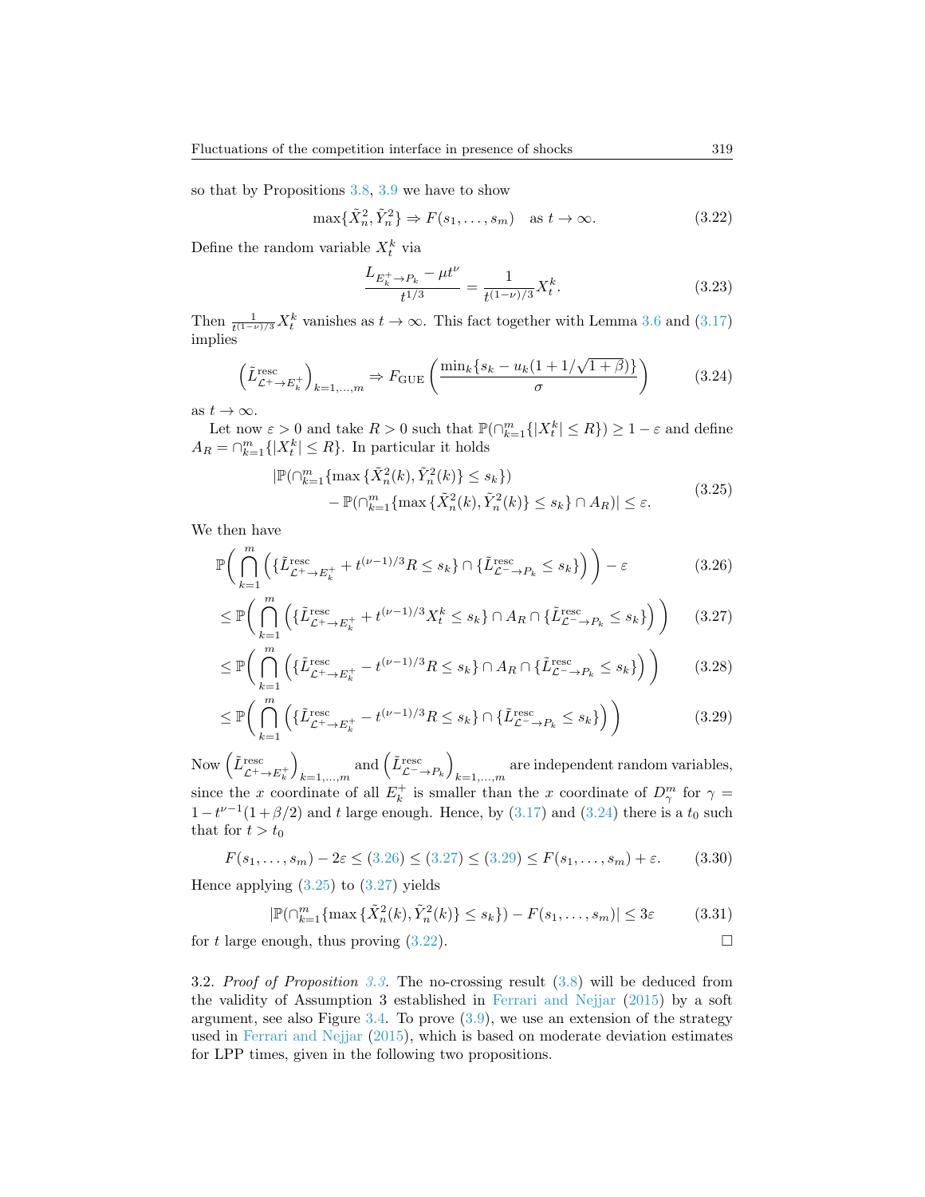so that by Propositions 3.8, 3.9 we have to show

$$\max\{\tilde{X}_n^2, \tilde{Y}_n^2\} \Rightarrow F(s_1, \ldots, s_m) \quad \text{as } t \to \infty. \tag{3.22}$$

Define the random variable $X_t^k$ via

$$\frac{L_{E_k^+ \to P_k} - \mu t^\nu}{t^{1/3}} = \frac{1}{t^{(1-\nu)/3}} X_t^k. \tag{3.23}$$

Then $\frac{1}{t^{(1-\nu)/3}} X_t^k$ vanishes as $t \to \infty$. This fact together with Lemma 3.6 and (3.17) implies

$$\left(\tilde{L}^{\text{resc}}_{\mathcal{L}^+ \to E_k^+}\right)_{k=1,\ldots,m} \Rightarrow F_{\text{GUE}}\left(\frac{\min_k\{s_k - u_k(1 + 1/\sqrt{1+\beta})\}}{\sigma}\right) \tag{3.24}$$

as $t \to \infty$.

Let now $\varepsilon > 0$ and take $R > 0$ such that $\mathbb{P}(\cap_{k=1}^m \{|X_t^k| \leq R\}) \geq 1 - \varepsilon$ and define $A_R = \cap_{k=1}^m \{|X_t^k| \leq R\}$. In particular it holds

$$\begin{aligned} |\mathbb{P}(\cap_{k=1}^m &\{\max\{\tilde{X}_n^2(k), \tilde{Y}_n^2(k)\} \leq s_k\}) \\ &- \mathbb{P}(\cap_{k=1}^m \{\max\{\tilde{X}_n^2(k), \tilde{Y}_n^2(k)\} \leq s_k\} \cap A_R)| \leq \varepsilon. \end{aligned} \tag{3.25}$$

We then have

$$\mathbb{P}\bigg(\bigcap_{k=1}^m \Big(\{\tilde{L}^{\text{resc}}_{\mathcal{L}^+ \to E_k^+} + t^{(\nu-1)/3} R \leq s_k\} \cap \{\tilde{L}^{\text{resc}}_{\mathcal{L}^- \to P_k} \leq s_k\}\Big)\bigg) - \varepsilon \tag{3.26}$$

$$\leq \mathbb{P}\bigg(\bigcap_{k=1}^m \Big(\{\tilde{L}^{\text{resc}}_{\mathcal{L}^+ \to E_k^+} + t^{(\nu-1)/3} X_t^k \leq s_k\} \cap A_R \cap \{\tilde{L}^{\text{resc}}_{\mathcal{L}^- \to P_k} \leq s_k\}\Big)\bigg) \tag{3.27}$$

$$\leq \mathbb{P}\bigg(\bigcap_{k=1}^m \Big(\{\tilde{L}^{\text{resc}}_{\mathcal{L}^+ \to E_k^+} - t^{(\nu-1)/3} R \leq s_k\} \cap A_R \cap \{\tilde{L}^{\text{resc}}_{\mathcal{L}^- \to P_k} \leq s_k\}\Big)\bigg) \tag{3.28}$$

$$\leq \mathbb{P}\bigg(\bigcap_{k=1}^m \Big(\{\tilde{L}^{\text{resc}}_{\mathcal{L}^+ \to E_k^+} - t^{(\nu-1)/3} R \leq s_k\} \cap \{\tilde{L}^{\text{resc}}_{\mathcal{L}^- \to P_k} \leq s_k\}\Big)\bigg) \tag{3.29}$$

Now $\left(\tilde{L}^{\text{resc}}_{\mathcal{L}^+ \to E_k^+}\right)_{k=1,\ldots,m}$ and $\left(\tilde{L}^{\text{resc}}_{\mathcal{L}^- \to P_k}\right)_{k=1,\ldots,m}$ are independent random variables, since the $x$ coordinate of all $E_k^+$ is smaller than the $x$ coordinate of $D_\gamma^m$ for $\gamma = 1 - t^{\nu-1}(1 + \beta/2)$ and $t$ large enough. Hence, by (3.17) and (3.24) there is a $t_0$ such that for $t > t_0$

$$F(s_1, \ldots, s_m) - 2\varepsilon \leq (3.26) \leq (3.27) \leq (3.29) \leq F(s_1, \ldots, s_m) + \varepsilon. \tag{3.30}$$

Hence applying (3.25) to (3.27) yields

$$|\mathbb{P}(\cap_{k=1}^m \{\max\{\tilde{X}_n^2(k), \tilde{Y}_n^2(k)\} \leq s_k\}) - F(s_1, \ldots, s_m)| \leq 3\varepsilon \tag{3.31}$$

for $t$ large enough, thus proving (3.22). ☐

3.2. *Proof of Proposition 3.3*. The no-crossing result (3.8) will be deduced from the validity of Assumption 3 established in Ferrari and Nejjar (2015) by a soft argument, see also Figure 3.4. To prove (3.9), we use an extension of the strategy used in Ferrari and Nejjar (2015), which is based on moderate deviation estimates for LPP times, given in the following two propositions.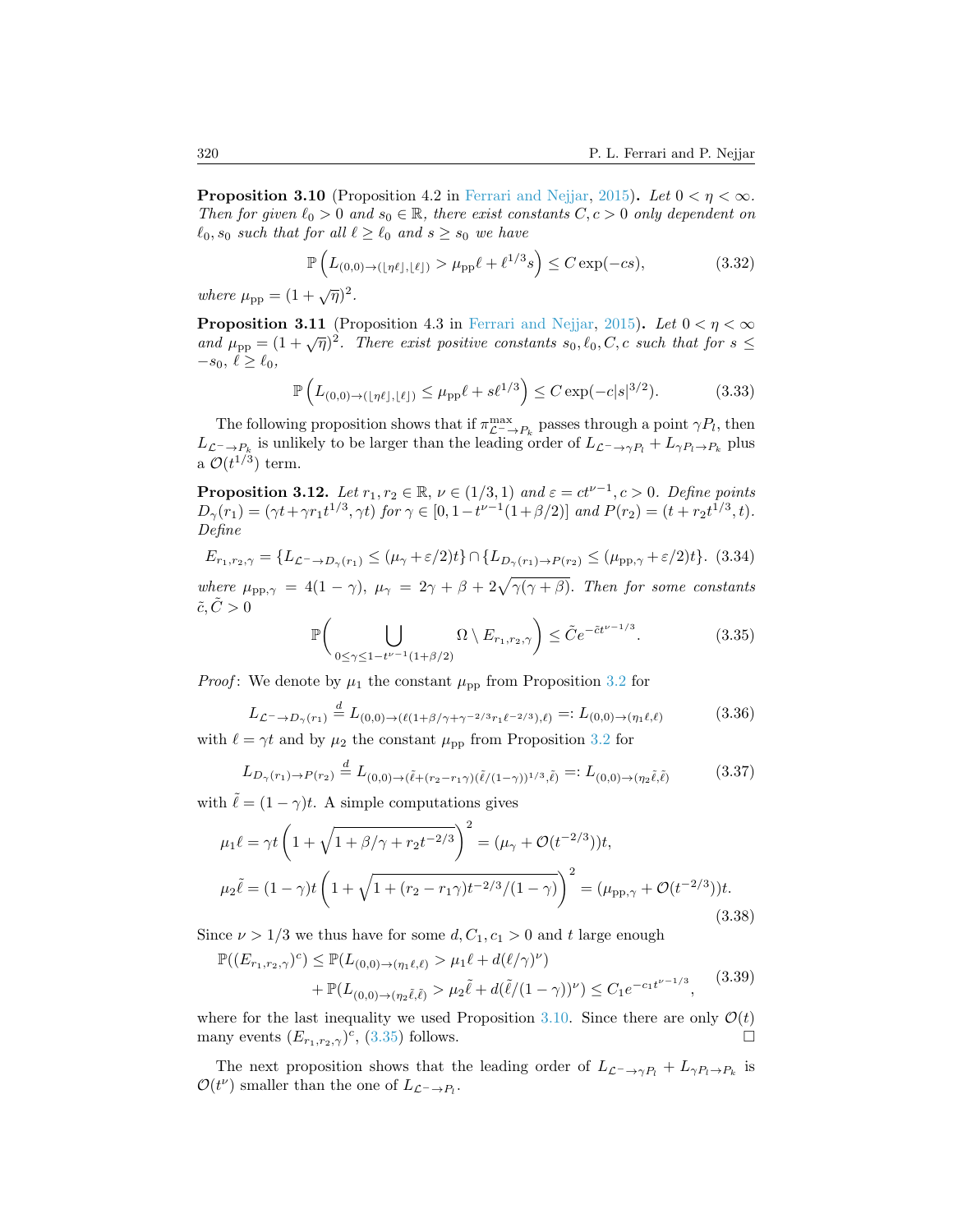**Proposition 3.10** (Proposition 4.2 in Ferrari and Nejjar, 2015)**.** *Let $0 < \eta < \infty$. Then for given $\ell_0 > 0$ and $s_0 \in \mathbb{R}$, there exist constants $C, c > 0$ only dependent on $\ell_0, s_0$ such that for all $\ell \geq \ell_0$ and $s \geq s_0$ we have*

$$\mathbb{P}\left(L_{(0,0)\to(\lfloor \eta\ell\rfloor,\lfloor \ell\rfloor)} > \mu_{\rm pp}\ell + \ell^{1/3}s\right) \leq C\exp(-cs), \tag{3.32}$$

*where $\mu_{\rm pp} = (1+\sqrt{\eta})^2$.*

**Proposition 3.11** (Proposition 4.3 in Ferrari and Nejjar, 2015)**.** *Let $0 < \eta < \infty$ and $\mu_{\rm pp} = (1+\sqrt{\eta})^2$. There exist positive constants $s_0, \ell_0, C, c$ such that for $s \leq -s_0$, $\ell \geq \ell_0$,*

$$\mathbb{P}\left(L_{(0,0)\to(\lfloor \eta\ell\rfloor,\lfloor \ell\rfloor)} \leq \mu_{\rm pp}\ell + s\ell^{1/3}\right) \leq C\exp(-c|s|^{3/2}). \tag{3.33}$$

The following proposition shows that if $\pi^{\max}_{\mathcal{L}^-\to P_k}$ passes through a point $\gamma P_l$, then $L_{\mathcal{L}^-\to P_k}$ is unlikely to be larger than the leading order of $L_{\mathcal{L}^-\to\gamma P_l} + L_{\gamma P_l\to P_k}$ plus a $\mathcal{O}(t^{1/3})$ term.

**Proposition 3.12.** *Let $r_1, r_2 \in \mathbb{R}$, $\nu \in (1/3, 1)$ and $\varepsilon = ct^{\nu-1}, c > 0$. Define points $D_\gamma(r_1) = (\gamma t + \gamma r_1 t^{1/3}, \gamma t)$ for $\gamma \in [0, 1-t^{\nu-1}(1+\beta/2)]$ and $P(r_2) = (t + r_2 t^{1/3}, t)$. Define*

$$E_{r_1,r_2,\gamma} = \{L_{\mathcal{L}^-\to D_\gamma(r_1)} \leq (\mu_\gamma + \varepsilon/2)t\} \cap \{L_{D_\gamma(r_1)\to P(r_2)} \leq (\mu_{{\rm pp},\gamma} + \varepsilon/2)t\}. \tag{3.34}$$

*where $\mu_{{\rm pp},\gamma} = 4(1-\gamma)$, $\mu_\gamma = 2\gamma + \beta + 2\sqrt{\gamma(\gamma+\beta)}$. Then for some constants $\tilde{c}, \tilde{C} > 0$*

$$\mathbb{P}\bigg(\bigcup_{0\leq\gamma\leq 1-t^{\nu-1}(1+\beta/2)} \Omega \setminus E_{r_1,r_2,\gamma}\bigg) \leq \tilde{C}e^{-\tilde{c}t^{\nu-1/3}}. \tag{3.35}$$

*Proof*: We denote by $\mu_1$ the constant $\mu_{\rm pp}$ from Proposition 3.2 for

$$L_{\mathcal{L}^-\to D_\gamma(r_1)} \stackrel{d}{=} L_{(0,0)\to(\ell(1+\beta/\gamma+\gamma^{-2/3}r_1\ell^{-2/3}),\ell)} =: L_{(0,0)\to(\eta_1\ell,\ell)} \tag{3.36}$$

with $\ell = \gamma t$ and by $\mu_2$ the constant $\mu_{\rm pp}$ from Proposition 3.2 for

$$L_{D_\gamma(r_1)\to P(r_2)} \stackrel{d}{=} L_{(0,0)\to(\tilde{\ell}+(r_2-r_1\gamma)(\tilde{\ell}/(1-\gamma))^{1/3},\tilde{\ell})} =: L_{(0,0)\to(\eta_2\tilde{\ell},\tilde{\ell})} \tag{3.37}$$

with $\tilde{\ell} = (1-\gamma)t$. A simple computations gives

$$\begin{aligned}
\mu_1\ell &= \gamma t\left(1+\sqrt{1+\beta/\gamma+r_2 t^{-2/3}}\right)^2 = (\mu_\gamma + \mathcal{O}(t^{-2/3}))t,\\
\mu_2\tilde{\ell} &= (1-\gamma)t\left(1+\sqrt{1+(r_2-r_1\gamma)t^{-2/3}/(1-\gamma)}\right)^2 = (\mu_{{\rm pp},\gamma}+\mathcal{O}(t^{-2/3}))t.
\end{aligned} \tag{3.38}$$

Since $\nu > 1/3$ we thus have for some $d, C_1, c_1 > 0$ and $t$ large enough

$$\begin{aligned}
\mathbb{P}((E_{r_1,r_2,\gamma})^c) \leq\ & \mathbb{P}(L_{(0,0)\to(\eta_1\ell,\ell)} > \mu_1\ell + d(\ell/\gamma)^\nu)\\
&+ \mathbb{P}(L_{(0,0)\to(\eta_2\tilde{\ell},\tilde{\ell})} > \mu_2\tilde{\ell} + d(\tilde{\ell}/(1-\gamma))^\nu) \leq C_1 e^{-c_1 t^{\nu-1/3}},
\end{aligned} \tag{3.39}$$

where for the last inequality we used Proposition 3.10. Since there are only $\mathcal{O}(t)$ many events $(E_{r_1,r_2,\gamma})^c$, (3.35) follows. $\square$

The next proposition shows that the leading order of $L_{\mathcal{L}^-\to\gamma P_l} + L_{\gamma P_l\to P_k}$ is $\mathcal{O}(t^\nu)$ smaller than the one of $L_{\mathcal{L}^-\to P_l}$.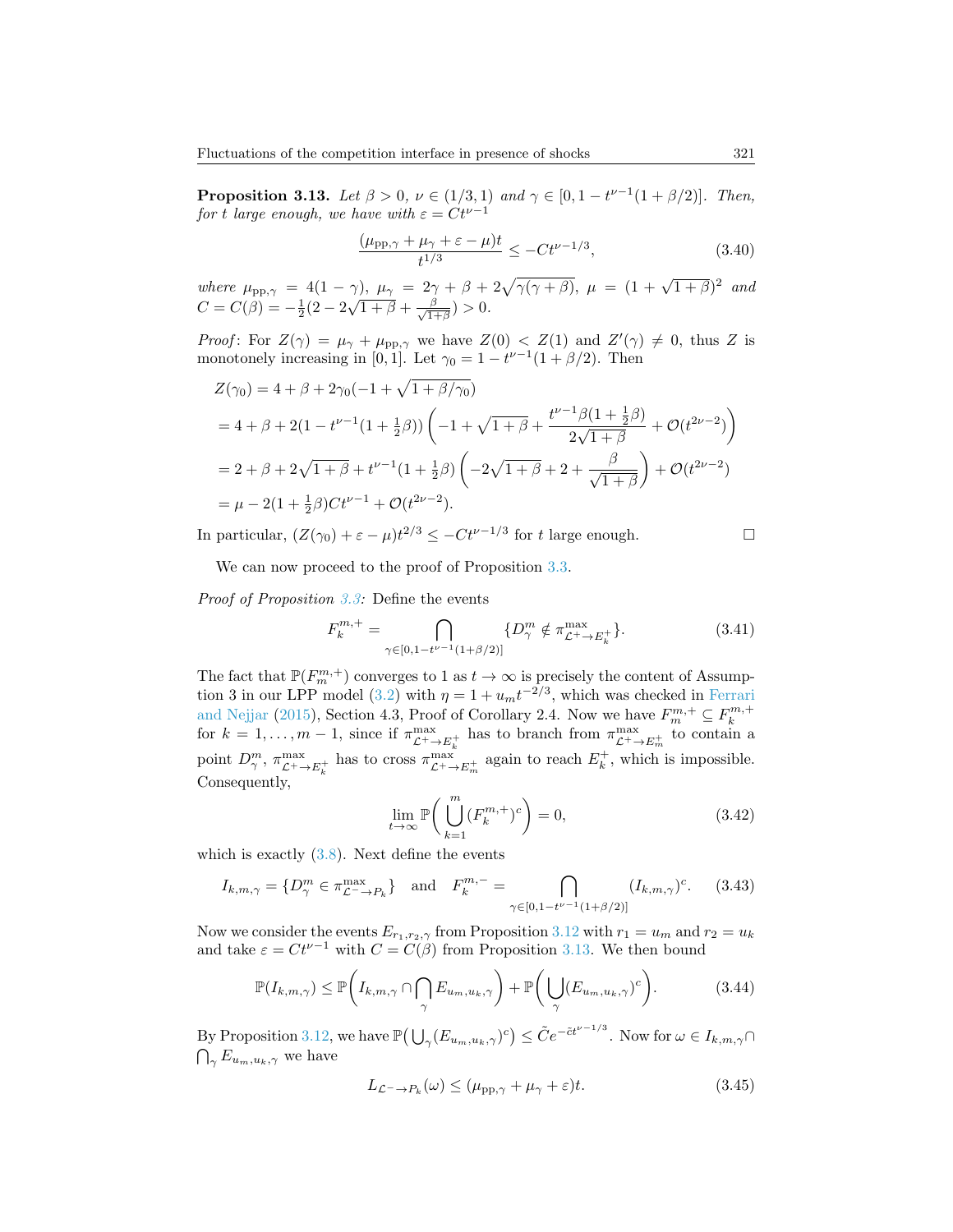**Proposition 3.13.** *Let $\beta > 0$, $\nu \in (1/3, 1)$ and $\gamma \in [0, 1 - t^{\nu-1}(1+\beta/2)]$. Then, for $t$ large enough, we have with $\varepsilon = Ct^{\nu-1}$*

$$\frac{(\mu_{\mathrm{pp},\gamma} + \mu_\gamma + \varepsilon - \mu)t}{t^{1/3}} \leq -Ct^{\nu-1/3}, \tag{3.40}$$

*where $\mu_{\mathrm{pp},\gamma} = 4(1-\gamma)$, $\mu_\gamma = 2\gamma + \beta + 2\sqrt{\gamma(\gamma+\beta)}$, $\mu = (1+\sqrt{1+\beta})^2$ and $C = C(\beta) = -\frac{1}{2}(2 - 2\sqrt{1+\beta} + \frac{\beta}{\sqrt{1+\beta}}) > 0$.*

*Proof*: For $Z(\gamma) = \mu_\gamma + \mu_{\mathrm{pp},\gamma}$ we have $Z(0) < Z(1)$ and $Z'(\gamma) \neq 0$, thus $Z$ is monotonely increasing in $[0,1]$. Let $\gamma_0 = 1 - t^{\nu-1}(1+\beta/2)$. Then

$$\begin{aligned}
Z(\gamma_0) &= 4 + \beta + 2\gamma_0(-1 + \sqrt{1+\beta/\gamma_0}) \\
&= 4 + \beta + 2(1 - t^{\nu-1}(1+\tfrac{1}{2}\beta))\left(-1 + \sqrt{1+\beta} + \frac{t^{\nu-1}\beta(1+\frac{1}{2}\beta)}{2\sqrt{1+\beta}} + \mathcal{O}(t^{2\nu-2})\right) \\
&= 2 + \beta + 2\sqrt{1+\beta} + t^{\nu-1}(1+\tfrac{1}{2}\beta)\left(-2\sqrt{1+\beta} + 2 + \frac{\beta}{\sqrt{1+\beta}}\right) + \mathcal{O}(t^{2\nu-2}) \\
&= \mu - 2(1+\tfrac{1}{2}\beta)Ct^{\nu-1} + \mathcal{O}(t^{2\nu-2}).
\end{aligned}$$

In particular, $(Z(\gamma_0) + \varepsilon - \mu)t^{2/3} \leq -Ct^{\nu-1/3}$ for $t$ large enough. $\square$

We can now proceed to the proof of Proposition 3.3.

*Proof of Proposition 3.3:* Define the events

$$F_k^{m,+} = \bigcap_{\gamma\in[0,1-t^{\nu-1}(1+\beta/2)]} \{D_\gamma^m \notin \pi^{\max}_{\mathcal{L}^+\to E_k^+}\}. \tag{3.41}$$

The fact that $\mathbb{P}(F_m^{m,+})$ converges to 1 as $t\to\infty$ is precisely the content of Assumption 3 in our LPP model (3.2) with $\eta = 1 + u_m t^{-2/3}$, which was checked in Ferrari and Nejjar (2015), Section 4.3, Proof of Corollary 2.4. Now we have $F_m^{m,+} \subseteq F_k^{m,+}$ for $k = 1,\dots,m-1$, since if $\pi^{\max}_{\mathcal{L}^+\to E_k^+}$ has to branch from $\pi^{\max}_{\mathcal{L}^+\to E_m^+}$ to contain a point $D_\gamma^m$, $\pi^{\max}_{\mathcal{L}^+\to E_k^+}$ has to cross $\pi^{\max}_{\mathcal{L}^+\to E_m^+}$ again to reach $E_k^+$, which is impossible. Consequently,

$$\lim_{t\to\infty} \mathbb{P}\left(\bigcup_{k=1}^m (F_k^{m,+})^c\right) = 0, \tag{3.42}$$

which is exactly (3.8). Next define the events

$$I_{k,m,\gamma} = \{D_\gamma^m \in \pi^{\max}_{\mathcal{L}^-\to P_k}\} \quad \text{and} \quad F_k^{m,-} = \bigcap_{\gamma\in[0,1-t^{\nu-1}(1+\beta/2)]} (I_{k,m,\gamma})^c. \tag{3.43}$$

Now we consider the events $E_{r_1,r_2,\gamma}$ from Proposition 3.12 with $r_1 = u_m$ and $r_2 = u_k$ and take $\varepsilon = Ct^{\nu-1}$ with $C = C(\beta)$ from Proposition 3.13. We then bound

$$\mathbb{P}(I_{k,m,\gamma}) \leq \mathbb{P}\left(I_{k,m,\gamma} \cap \bigcap_\gamma E_{u_m,u_k,\gamma}\right) + \mathbb{P}\left(\bigcup_\gamma (E_{u_m,u_k,\gamma})^c\right). \tag{3.44}$$

By Proposition 3.12, we have $\mathbb{P}\big(\bigcup_\gamma (E_{u_m,u_k,\gamma})^c\big) \leq \tilde{C}e^{-\tilde{c}t^{\nu-1/3}}$. Now for $\omega \in I_{k,m,\gamma} \cap \bigcap_\gamma E_{u_m,u_k,\gamma}$ we have

$$L_{\mathcal{L}^-\to P_k}(\omega) \leq (\mu_{\mathrm{pp},\gamma} + \mu_\gamma + \varepsilon)t. \tag{3.45}$$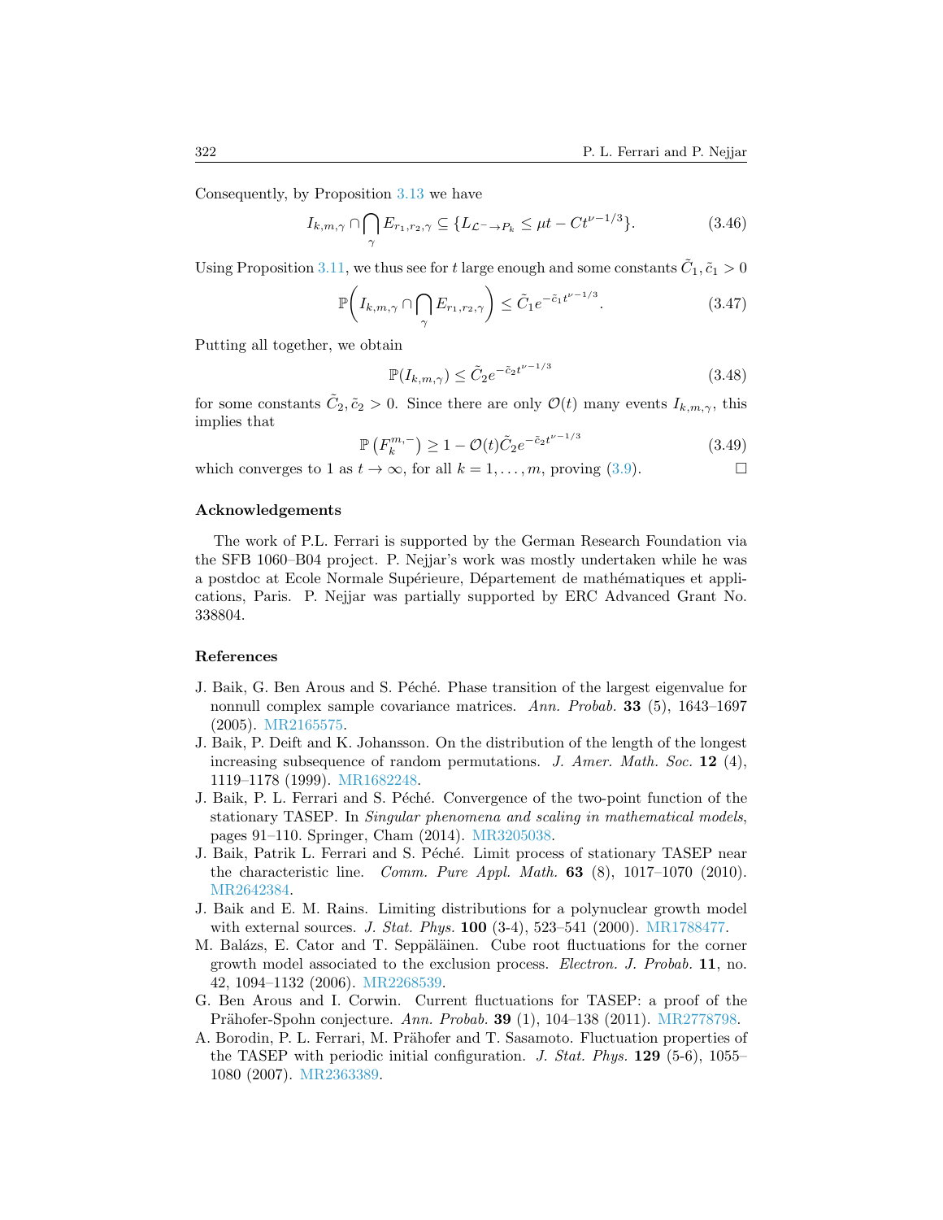Consequently, by Proposition 3.13 we have

$$I_{k,m,\gamma} \cap \bigcap_{\gamma} E_{r_1,r_2,\gamma} \subseteq \{L_{\mathcal{L}^- \to P_k} \leq \mu t - C t^{\nu - 1/3}\}. \tag{3.46}$$

Using Proposition 3.11, we thus see for $t$ large enough and some constants $\tilde{C}_1, \tilde{c}_1 > 0$

$$\mathbb{P}\bigg(I_{k,m,\gamma} \cap \bigcap_{\gamma} E_{r_1,r_2,\gamma}\bigg) \leq \tilde{C}_1 e^{-\tilde{c}_1 t^{\nu-1/3}}. \tag{3.47}$$

Putting all together, we obtain

$$\mathbb{P}(I_{k,m,\gamma}) \leq \tilde{C}_2 e^{-\tilde{c}_2 t^{\nu-1/3}} \tag{3.48}$$

for some constants $\tilde{C}_2, \tilde{c}_2 > 0$. Since there are only $\mathcal{O}(t)$ many events $I_{k,m,\gamma}$, this implies that

$$\mathbb{P}\left(F_k^{m,-}\right) \geq 1 - \mathcal{O}(t) \tilde{C}_2 e^{-\tilde{c}_2 t^{\nu-1/3}} \tag{3.49}$$

which converges to 1 as $t \to \infty$, for all $k = 1, \ldots, m$, proving (3.9). □

## Acknowledgements

The work of P.L. Ferrari is supported by the German Research Foundation via the SFB 1060–B04 project. P. Nejjar's work was mostly undertaken while he was a postdoc at Ecole Normale Supérieure, Département de mathématiques et applications, Paris. P. Nejjar was partially supported by ERC Advanced Grant No. 338804.

## References

J. Baik, G. Ben Arous and S. Péché. Phase transition of the largest eigenvalue for nonnull complex sample covariance matrices. *Ann. Probab.* **33** (5), 1643–1697 (2005). MR2165575.

J. Baik, P. Deift and K. Johansson. On the distribution of the length of the longest increasing subsequence of random permutations. *J. Amer. Math. Soc.* **12** (4), 1119–1178 (1999). MR1682248.

J. Baik, P. L. Ferrari and S. Péché. Convergence of the two-point function of the stationary TASEP. In *Singular phenomena and scaling in mathematical models*, pages 91–110. Springer, Cham (2014). MR3205038.

J. Baik, Patrik L. Ferrari and S. Péché. Limit process of stationary TASEP near the characteristic line. *Comm. Pure Appl. Math.* **63** (8), 1017–1070 (2010). MR2642384.

J. Baik and E. M. Rains. Limiting distributions for a polynuclear growth model with external sources. *J. Stat. Phys.* **100** (3-4), 523–541 (2000). MR1788477.

M. Balázs, E. Cator and T. Seppäläinen. Cube root fluctuations for the corner growth model associated to the exclusion process. *Electron. J. Probab.* **11**, no. 42, 1094–1132 (2006). MR2268539.

G. Ben Arous and I. Corwin. Current fluctuations for TASEP: a proof of the Prähofer-Spohn conjecture. *Ann. Probab.* **39** (1), 104–138 (2011). MR2778798.

A. Borodin, P. L. Ferrari, M. Prähofer and T. Sasamoto. Fluctuation properties of the TASEP with periodic initial configuration. *J. Stat. Phys.* **129** (5-6), 1055–1080 (2007). MR2363389.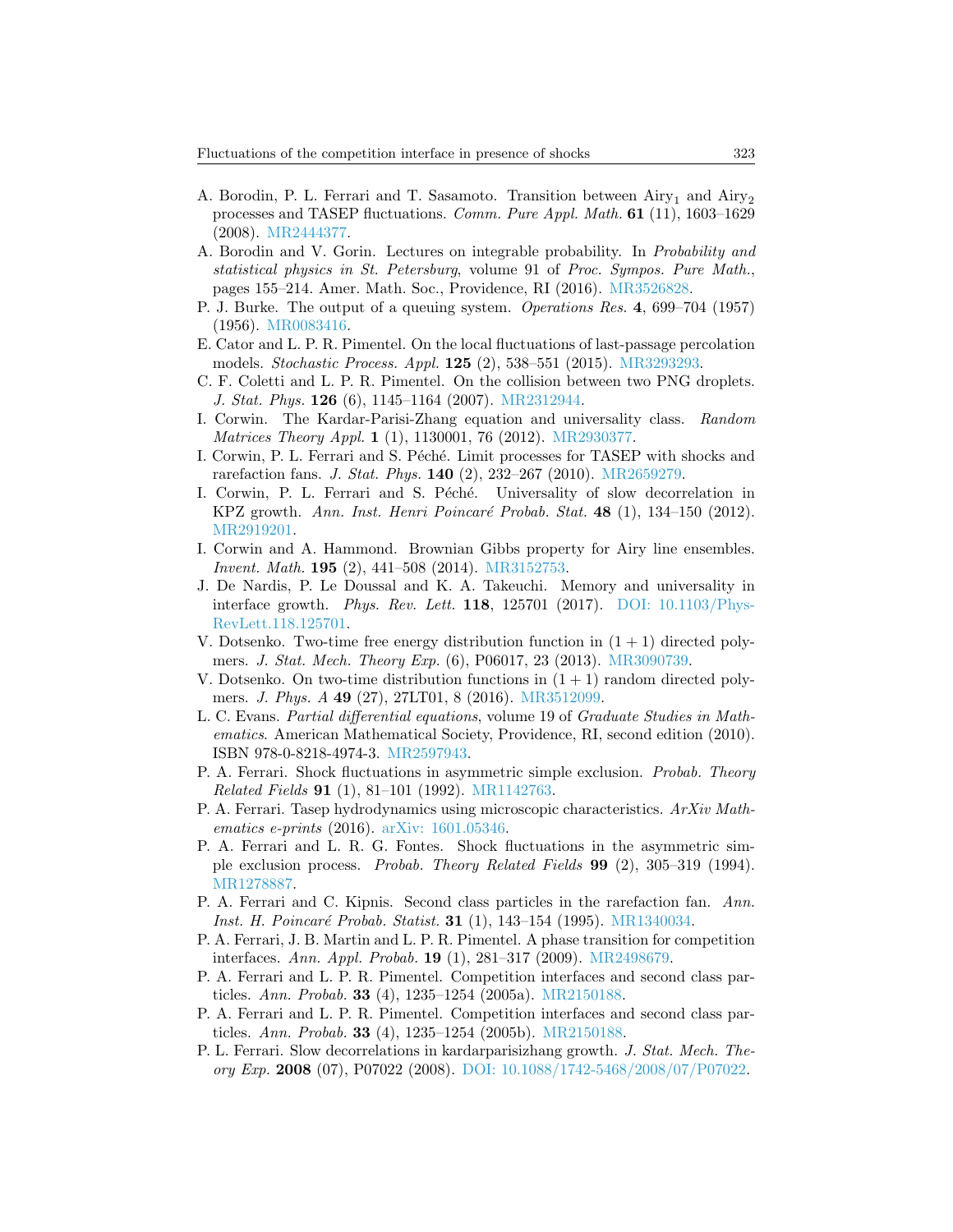A. Borodin, P. L. Ferrari and T. Sasamoto. Transition between Airy$_1$ and Airy$_2$ processes and TASEP fluctuations. *Comm. Pure Appl. Math.* **61** (11), 1603–1629 (2008). MR2444377.

A. Borodin and V. Gorin. Lectures on integrable probability. In *Probability and statistical physics in St. Petersburg*, volume 91 of *Proc. Sympos. Pure Math.*, pages 155–214. Amer. Math. Soc., Providence, RI (2016). MR3526828.

P. J. Burke. The output of a queuing system. *Operations Res.* **4**, 699–704 (1957) (1956). MR0083416.

E. Cator and L. P. R. Pimentel. On the local fluctuations of last-passage percolation models. *Stochastic Process. Appl.* **125** (2), 538–551 (2015). MR3293293.

C. F. Coletti and L. P. R. Pimentel. On the collision between two PNG droplets. *J. Stat. Phys.* **126** (6), 1145–1164 (2007). MR2312944.

I. Corwin. The Kardar-Parisi-Zhang equation and universality class. *Random Matrices Theory Appl.* **1** (1), 1130001, 76 (2012). MR2930377.

I. Corwin, P. L. Ferrari and S. Péché. Limit processes for TASEP with shocks and rarefaction fans. *J. Stat. Phys.* **140** (2), 232–267 (2010). MR2659279.

I. Corwin, P. L. Ferrari and S. Péché. Universality of slow decorrelation in KPZ growth. *Ann. Inst. Henri Poincaré Probab. Stat.* **48** (1), 134–150 (2012). MR2919201.

I. Corwin and A. Hammond. Brownian Gibbs property for Airy line ensembles. *Invent. Math.* **195** (2), 441–508 (2014). MR3152753.

J. De Nardis, P. Le Doussal and K. A. Takeuchi. Memory and universality in interface growth. *Phys. Rev. Lett.* **118**, 125701 (2017). DOI: 10.1103/PhysRevLett.118.125701.

V. Dotsenko. Two-time free energy distribution function in $(1 + 1)$ directed polymers. *J. Stat. Mech. Theory Exp.* (6), P06017, 23 (2013). MR3090739.

V. Dotsenko. On two-time distribution functions in $(1 + 1)$ random directed polymers. *J. Phys. A* **49** (27), 27LT01, 8 (2016). MR3512099.

L. C. Evans. *Partial differential equations*, volume 19 of *Graduate Studies in Mathematics*. American Mathematical Society, Providence, RI, second edition (2010). ISBN 978-0-8218-4974-3. MR2597943.

P. A. Ferrari. Shock fluctuations in asymmetric simple exclusion. *Probab. Theory Related Fields* **91** (1), 81–101 (1992). MR1142763.

P. A. Ferrari. Tasep hydrodynamics using microscopic characteristics. *ArXiv Mathematics e-prints* (2016). arXiv: 1601.05346.

P. A. Ferrari and L. R. G. Fontes. Shock fluctuations in the asymmetric simple exclusion process. *Probab. Theory Related Fields* **99** (2), 305–319 (1994). MR1278887.

P. A. Ferrari and C. Kipnis. Second class particles in the rarefaction fan. *Ann. Inst. H. Poincaré Probab. Statist.* **31** (1), 143–154 (1995). MR1340034.

P. A. Ferrari, J. B. Martin and L. P. R. Pimentel. A phase transition for competition interfaces. *Ann. Appl. Probab.* **19** (1), 281–317 (2009). MR2498679.

P. A. Ferrari and L. P. R. Pimentel. Competition interfaces and second class particles. *Ann. Probab.* **33** (4), 1235–1254 (2005a). MR2150188.

P. A. Ferrari and L. P. R. Pimentel. Competition interfaces and second class particles. *Ann. Probab.* **33** (4), 1235–1254 (2005b). MR2150188.

P. L. Ferrari. Slow decorrelations in kardarparisizhang growth. *J. Stat. Mech. Theory Exp.* **2008** (07), P07022 (2008). DOI: 10.1088/1742-5468/2008/07/P07022.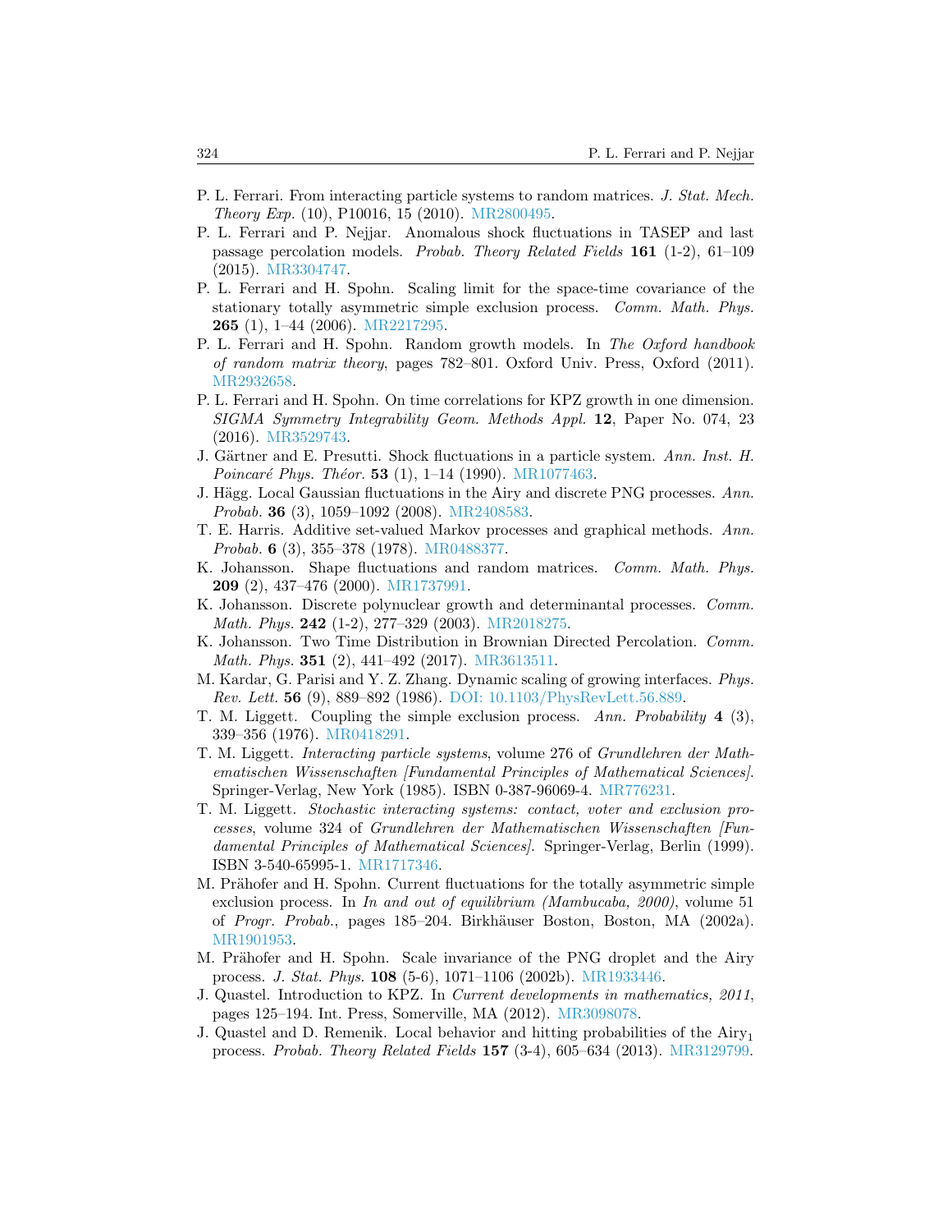P. L. Ferrari. From interacting particle systems to random matrices. *J. Stat. Mech. Theory Exp.* (10), P10016, 15 (2010). MR2800495.

P. L. Ferrari and P. Nejjar. Anomalous shock fluctuations in TASEP and last passage percolation models. *Probab. Theory Related Fields* **161** (1-2), 61–109 (2015). MR3304747.

P. L. Ferrari and H. Spohn. Scaling limit for the space-time covariance of the stationary totally asymmetric simple exclusion process. *Comm. Math. Phys.* **265** (1), 1–44 (2006). MR2217295.

P. L. Ferrari and H. Spohn. Random growth models. In *The Oxford handbook of random matrix theory*, pages 782–801. Oxford Univ. Press, Oxford (2011). MR2932658.

P. L. Ferrari and H. Spohn. On time correlations for KPZ growth in one dimension. *SIGMA Symmetry Integrability Geom. Methods Appl.* **12**, Paper No. 074, 23 (2016). MR3529743.

J. Gärtner and E. Presutti. Shock fluctuations in a particle system. *Ann. Inst. H. Poincaré Phys. Théor.* **53** (1), 1–14 (1990). MR1077463.

J. Hägg. Local Gaussian fluctuations in the Airy and discrete PNG processes. *Ann. Probab.* **36** (3), 1059–1092 (2008). MR2408583.

T. E. Harris. Additive set-valued Markov processes and graphical methods. *Ann. Probab.* **6** (3), 355–378 (1978). MR0488377.

K. Johansson. Shape fluctuations and random matrices. *Comm. Math. Phys.* **209** (2), 437–476 (2000). MR1737991.

K. Johansson. Discrete polynuclear growth and determinantal processes. *Comm. Math. Phys.* **242** (1-2), 277–329 (2003). MR2018275.

K. Johansson. Two Time Distribution in Brownian Directed Percolation. *Comm. Math. Phys.* **351** (2), 441–492 (2017). MR3613511.

M. Kardar, G. Parisi and Y. Z. Zhang. Dynamic scaling of growing interfaces. *Phys. Rev. Lett.* **56** (9), 889–892 (1986). DOI: 10.1103/PhysRevLett.56.889.

T. M. Liggett. Coupling the simple exclusion process. *Ann. Probability* **4** (3), 339–356 (1976). MR0418291.

T. M. Liggett. *Interacting particle systems*, volume 276 of *Grundlehren der Mathematischen Wissenschaften [Fundamental Principles of Mathematical Sciences]*. Springer-Verlag, New York (1985). ISBN 0-387-96069-4. MR776231.

T. M. Liggett. *Stochastic interacting systems: contact, voter and exclusion processes*, volume 324 of *Grundlehren der Mathematischen Wissenschaften [Fundamental Principles of Mathematical Sciences]*. Springer-Verlag, Berlin (1999). ISBN 3-540-65995-1. MR1717346.

M. Prähofer and H. Spohn. Current fluctuations for the totally asymmetric simple exclusion process. In *In and out of equilibrium (Mambucaba, 2000)*, volume 51 of *Progr. Probab.*, pages 185–204. Birkhäuser Boston, Boston, MA (2002a). MR1901953.

M. Prähofer and H. Spohn. Scale invariance of the PNG droplet and the Airy process. *J. Stat. Phys.* **108** (5-6), 1071–1106 (2002b). MR1933446.

J. Quastel. Introduction to KPZ. In *Current developments in mathematics, 2011*, pages 125–194. Int. Press, Somerville, MA (2012). MR3098078.

J. Quastel and D. Remenik. Local behavior and hitting probabilities of the $\mathrm{Airy}_1$ process. *Probab. Theory Related Fields* **157** (3-4), 605–634 (2013). MR3129799.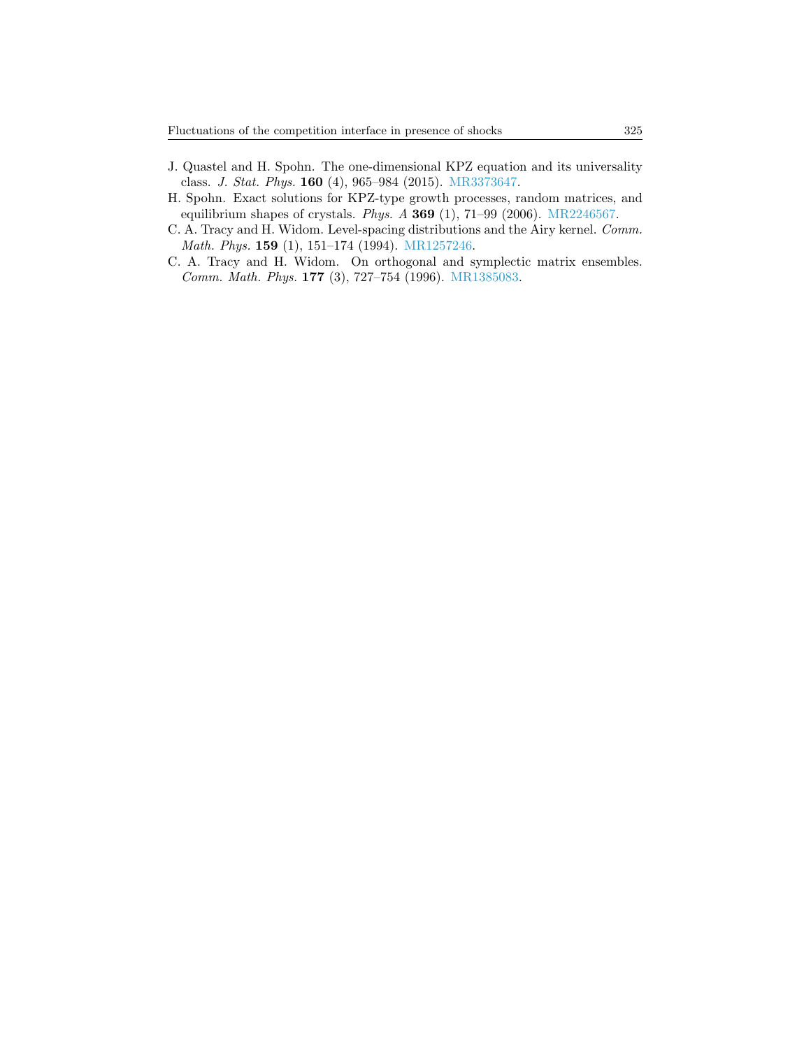J. Quastel and H. Spohn. The one-dimensional KPZ equation and its universality class. *J. Stat. Phys.* **160** (4), 965–984 (2015). MR3373647.

H. Spohn. Exact solutions for KPZ-type growth processes, random matrices, and equilibrium shapes of crystals. *Phys. A* **369** (1), 71–99 (2006). MR2246567.

C. A. Tracy and H. Widom. Level-spacing distributions and the Airy kernel. *Comm. Math. Phys.* **159** (1), 151–174 (1994). MR1257246.

C. A. Tracy and H. Widom. On orthogonal and symplectic matrix ensembles. *Comm. Math. Phys.* **177** (3), 727–754 (1996). MR1385083.